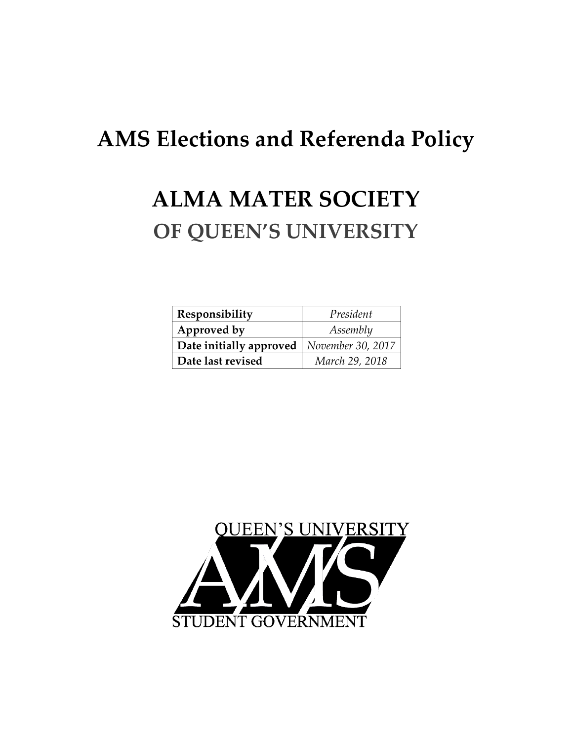# AMS Elections and Referenda Policy

# ALMA MATER SOCIETY

## OF QUEEN'S UNIVERSITY

| **Responsibility** | *President* |
|---|---|
| **Approved by** | *Assembly* |
| **Date initially approved** | *November 30, 2017* |
| **Date last revised** | *March 29, 2018* |

QUEEN'S UNIVERSITY

AMS

STUDENT GOVERNMENT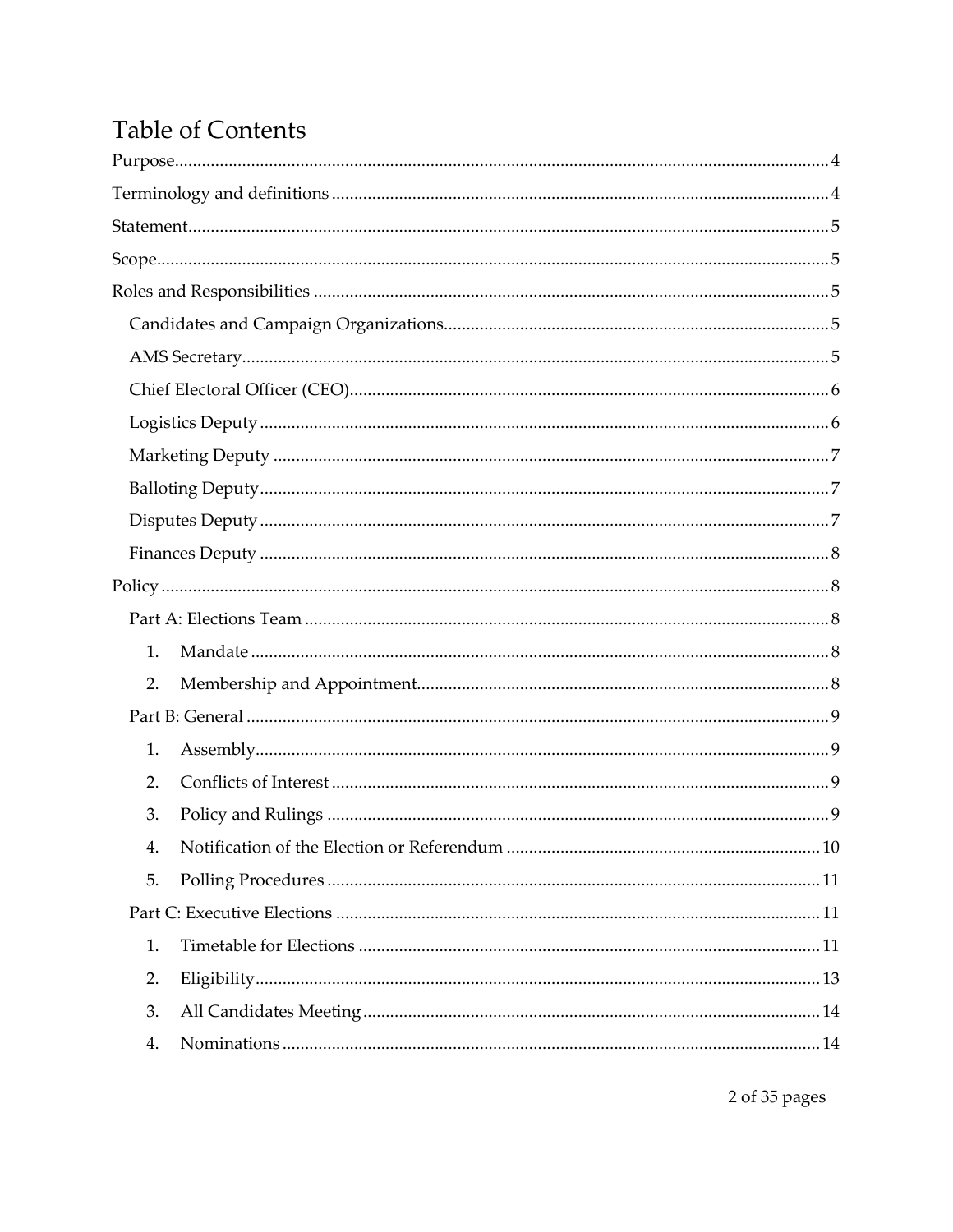# Table of Contents

Purpose .......... 4

Terminology and definitions .......... 4

Statement .......... 5

Scope .......... 5

Roles and Responsibilities .......... 5

- Candidates and Campaign Organizations .......... 5
- AMS Secretary .......... 5
- Chief Electoral Officer (CEO) .......... 6
- Logistics Deputy .......... 6
- Marketing Deputy .......... 7
- Balloting Deputy .......... 7
- Disputes Deputy .......... 7
- Finances Deputy .......... 8

Policy .......... 8

- Part A: Elections Team .......... 8
  1. Mandate .......... 8
  2. Membership and Appointment .......... 8
- Part B: General .......... 9
  1. Assembly .......... 9
  2. Conflicts of Interest .......... 9
  3. Policy and Rulings .......... 9
  4. Notification of the Election or Referendum .......... 10
  5. Polling Procedures .......... 11
- Part C: Executive Elections .......... 11
  1. Timetable for Elections .......... 11
  2. Eligibility .......... 13
  3. All Candidates Meeting .......... 14
  4. Nominations .......... 14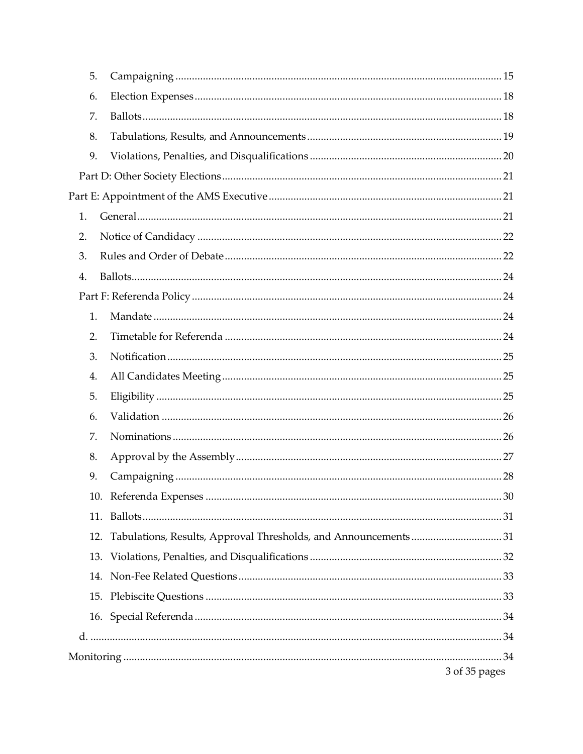5. Campaigning ..... 15
6. Election Expenses ..... 18
7. Ballots ..... 18
8. Tabulations, Results, and Announcements ..... 19
9. Violations, Penalties, and Disqualifications ..... 20

Part D: Other Society Elections ..... 21

Part E: Appointment of the AMS Executive ..... 21

1. General ..... 21
2. Notice of Candidacy ..... 22
3. Rules and Order of Debate ..... 22
4. Ballots ..... 24

Part F: Referenda Policy ..... 24

1. Mandate ..... 24
2. Timetable for Referenda ..... 24
3. Notification ..... 25
4. All Candidates Meeting ..... 25
5. Eligibility ..... 25
6. Validation ..... 26
7. Nominations ..... 26
8. Approval by the Assembly ..... 27
9. Campaigning ..... 28
10. Referenda Expenses ..... 30
11. Ballots ..... 31
12. Tabulations, Results, Approval Thresholds, and Announcements ..... 31
13. Violations, Penalties, and Disqualifications ..... 32
14. Non-Fee Related Questions ..... 33
15. Plebiscite Questions ..... 33
16. Special Referenda ..... 34

d. ..... 34

Monitoring ..... 34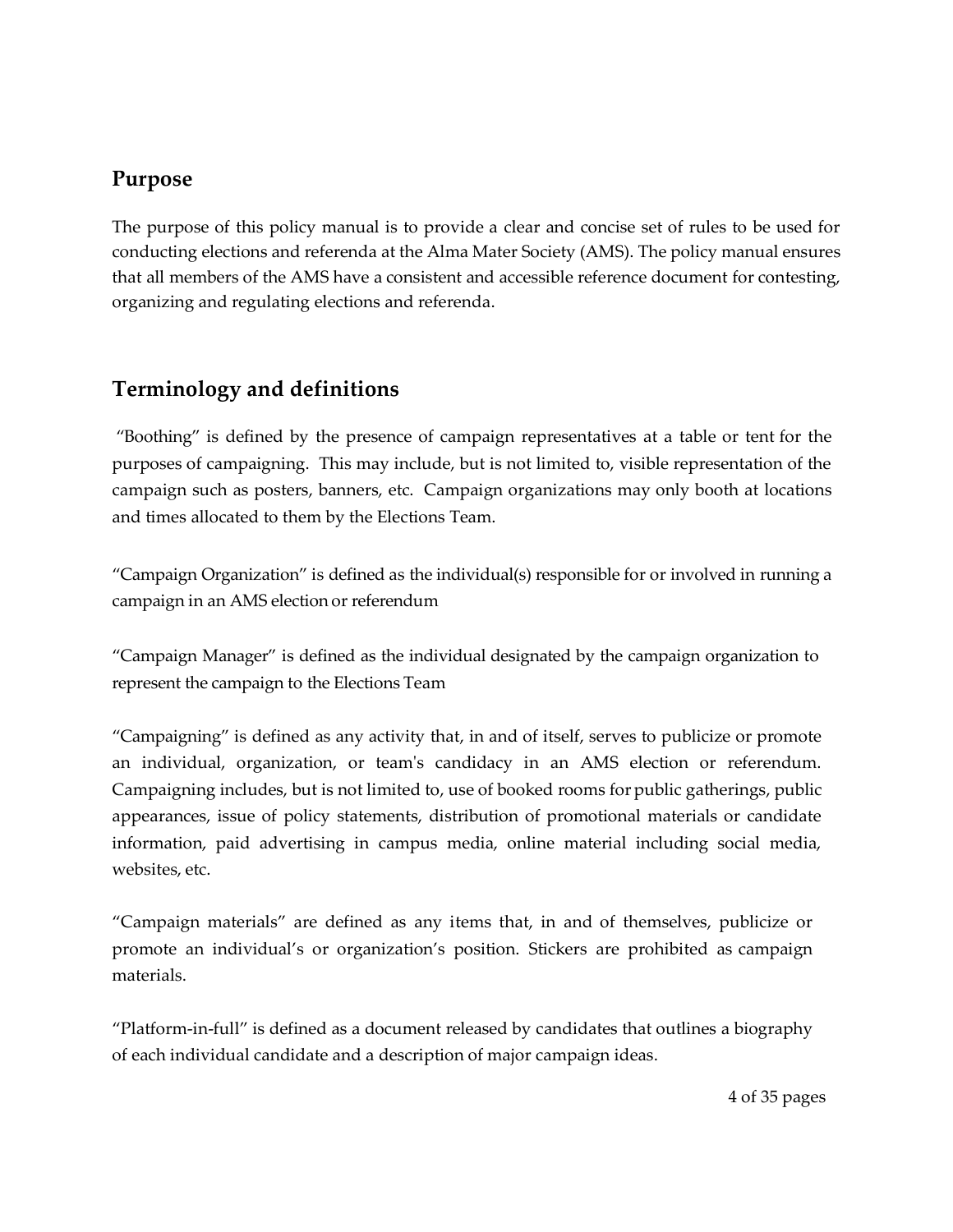## Purpose

The purpose of this policy manual is to provide a clear and concise set of rules to be used for conducting elections and referenda at the Alma Mater Society (AMS). The policy manual ensures that all members of the AMS have a consistent and accessible reference document for contesting, organizing and regulating elections and referenda.

## Terminology and definitions

"Boothing" is defined by the presence of campaign representatives at a table or tent for the purposes of campaigning. This may include, but is not limited to, visible representation of the campaign such as posters, banners, etc. Campaign organizations may only booth at locations and times allocated to them by the Elections Team.

"Campaign Organization" is defined as the individual(s) responsible for or involved in running a campaign in an AMS election or referendum

"Campaign Manager" is defined as the individual designated by the campaign organization to represent the campaign to the Elections Team

"Campaigning" is defined as any activity that, in and of itself, serves to publicize or promote an individual, organization, or team's candidacy in an AMS election or referendum. Campaigning includes, but is not limited to, use of booked rooms for public gatherings, public appearances, issue of policy statements, distribution of promotional materials or candidate information, paid advertising in campus media, online material including social media, websites, etc.

"Campaign materials" are defined as any items that, in and of themselves, publicize or promote an individual's or organization's position. Stickers are prohibited as campaign materials.

"Platform-in-full" is defined as a document released by candidates that outlines a biography of each individual candidate and a description of major campaign ideas.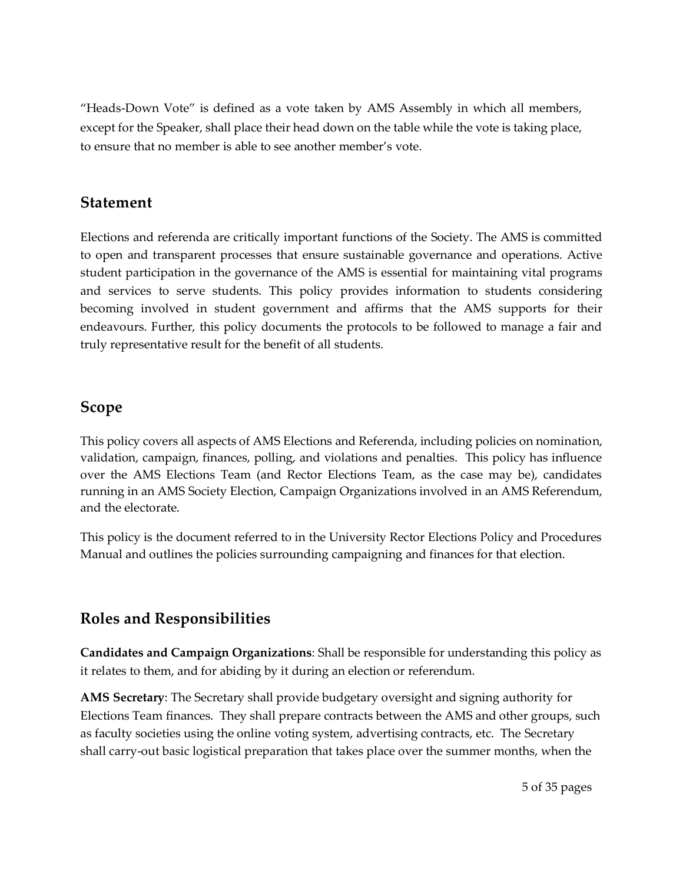"Heads-Down Vote" is defined as a vote taken by AMS Assembly in which all members, except for the Speaker, shall place their head down on the table while the vote is taking place, to ensure that no member is able to see another member's vote.

## Statement

Elections and referenda are critically important functions of the Society. The AMS is committed to open and transparent processes that ensure sustainable governance and operations. Active student participation in the governance of the AMS is essential for maintaining vital programs and services to serve students. This policy provides information to students considering becoming involved in student government and affirms that the AMS supports for their endeavours. Further, this policy documents the protocols to be followed to manage a fair and truly representative result for the benefit of all students.

## Scope

This policy covers all aspects of AMS Elections and Referenda, including policies on nomination, validation, campaign, finances, polling, and violations and penalties. This policy has influence over the AMS Elections Team (and Rector Elections Team, as the case may be), candidates running in an AMS Society Election, Campaign Organizations involved in an AMS Referendum, and the electorate.

This policy is the document referred to in the University Rector Elections Policy and Procedures Manual and outlines the policies surrounding campaigning and finances for that election.

## Roles and Responsibilities

**Candidates and Campaign Organizations**: Shall be responsible for understanding this policy as it relates to them, and for abiding by it during an election or referendum.

**AMS Secretary**: The Secretary shall provide budgetary oversight and signing authority for Elections Team finances. They shall prepare contracts between the AMS and other groups, such as faculty societies using the online voting system, advertising contracts, etc. The Secretary shall carry-out basic logistical preparation that takes place over the summer months, when the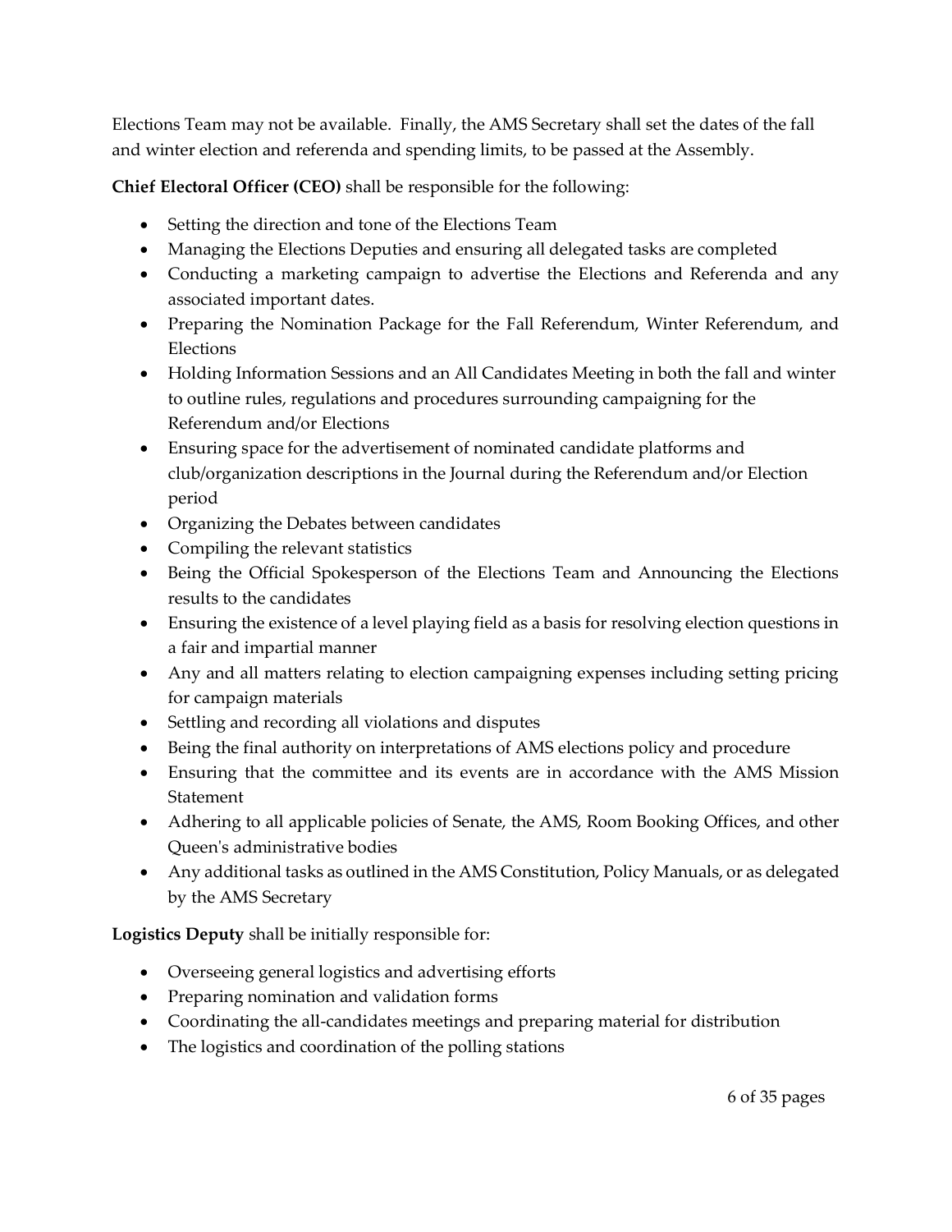Elections Team may not be available. Finally, the AMS Secretary shall set the dates of the fall and winter election and referenda and spending limits, to be passed at the Assembly.

**Chief Electoral Officer (CEO)** shall be responsible for the following:

- Setting the direction and tone of the Elections Team
- Managing the Elections Deputies and ensuring all delegated tasks are completed
- Conducting a marketing campaign to advertise the Elections and Referenda and any associated important dates.
- Preparing the Nomination Package for the Fall Referendum, Winter Referendum, and Elections
- Holding Information Sessions and an All Candidates Meeting in both the fall and winter to outline rules, regulations and procedures surrounding campaigning for the Referendum and/or Elections
- Ensuring space for the advertisement of nominated candidate platforms and club/organization descriptions in the Journal during the Referendum and/or Election period
- Organizing the Debates between candidates
- Compiling the relevant statistics
- Being the Official Spokesperson of the Elections Team and Announcing the Elections results to the candidates
- Ensuring the existence of a level playing field as a basis for resolving election questions in a fair and impartial manner
- Any and all matters relating to election campaigning expenses including setting pricing for campaign materials
- Settling and recording all violations and disputes
- Being the final authority on interpretations of AMS elections policy and procedure
- Ensuring that the committee and its events are in accordance with the AMS Mission Statement
- Adhering to all applicable policies of Senate, the AMS, Room Booking Offices, and other Queen's administrative bodies
- Any additional tasks as outlined in the AMS Constitution, Policy Manuals, or as delegated by the AMS Secretary

**Logistics Deputy** shall be initially responsible for:

- Overseeing general logistics and advertising efforts
- Preparing nomination and validation forms
- Coordinating the all-candidates meetings and preparing material for distribution
- The logistics and coordination of the polling stations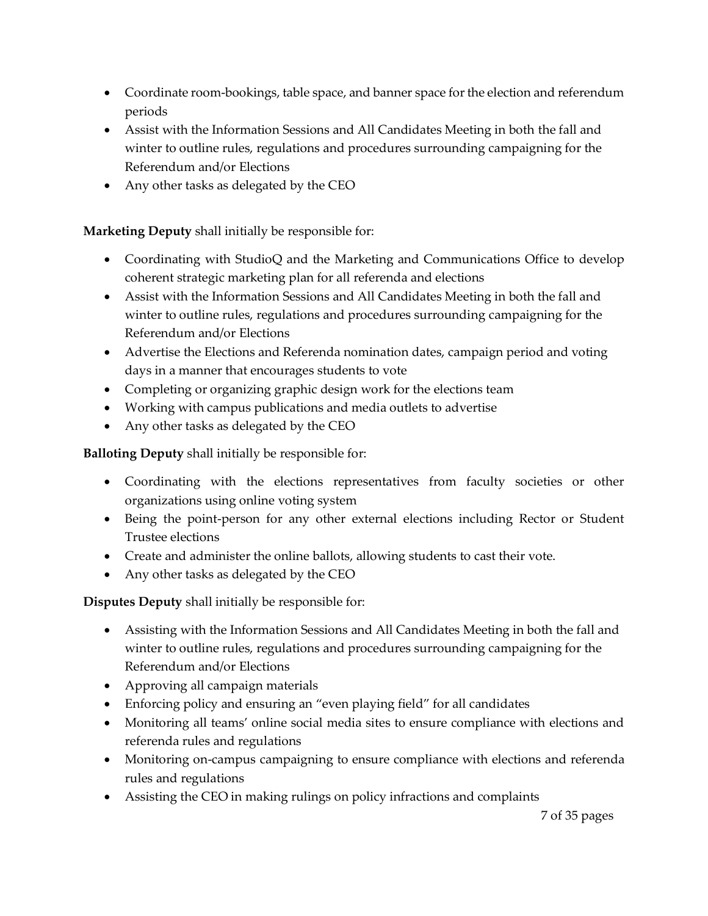- Coordinate room-bookings, table space, and banner space for the election and referendum periods
- Assist with the Information Sessions and All Candidates Meeting in both the fall and winter to outline rules, regulations and procedures surrounding campaigning for the Referendum and/or Elections
- Any other tasks as delegated by the CEO

**Marketing Deputy** shall initially be responsible for:

- Coordinating with StudioQ and the Marketing and Communications Office to develop coherent strategic marketing plan for all referenda and elections
- Assist with the Information Sessions and All Candidates Meeting in both the fall and winter to outline rules, regulations and procedures surrounding campaigning for the Referendum and/or Elections
- Advertise the Elections and Referenda nomination dates, campaign period and voting days in a manner that encourages students to vote
- Completing or organizing graphic design work for the elections team
- Working with campus publications and media outlets to advertise
- Any other tasks as delegated by the CEO

**Balloting Deputy** shall initially be responsible for:

- Coordinating with the elections representatives from faculty societies or other organizations using online voting system
- Being the point-person for any other external elections including Rector or Student Trustee elections
- Create and administer the online ballots, allowing students to cast their vote.
- Any other tasks as delegated by the CEO

**Disputes Deputy** shall initially be responsible for:

- Assisting with the Information Sessions and All Candidates Meeting in both the fall and winter to outline rules, regulations and procedures surrounding campaigning for the Referendum and/or Elections
- Approving all campaign materials
- Enforcing policy and ensuring an "even playing field" for all candidates
- Monitoring all teams' online social media sites to ensure compliance with elections and referenda rules and regulations
- Monitoring on-campus campaigning to ensure compliance with elections and referenda rules and regulations
- Assisting the CEO in making rulings on policy infractions and complaints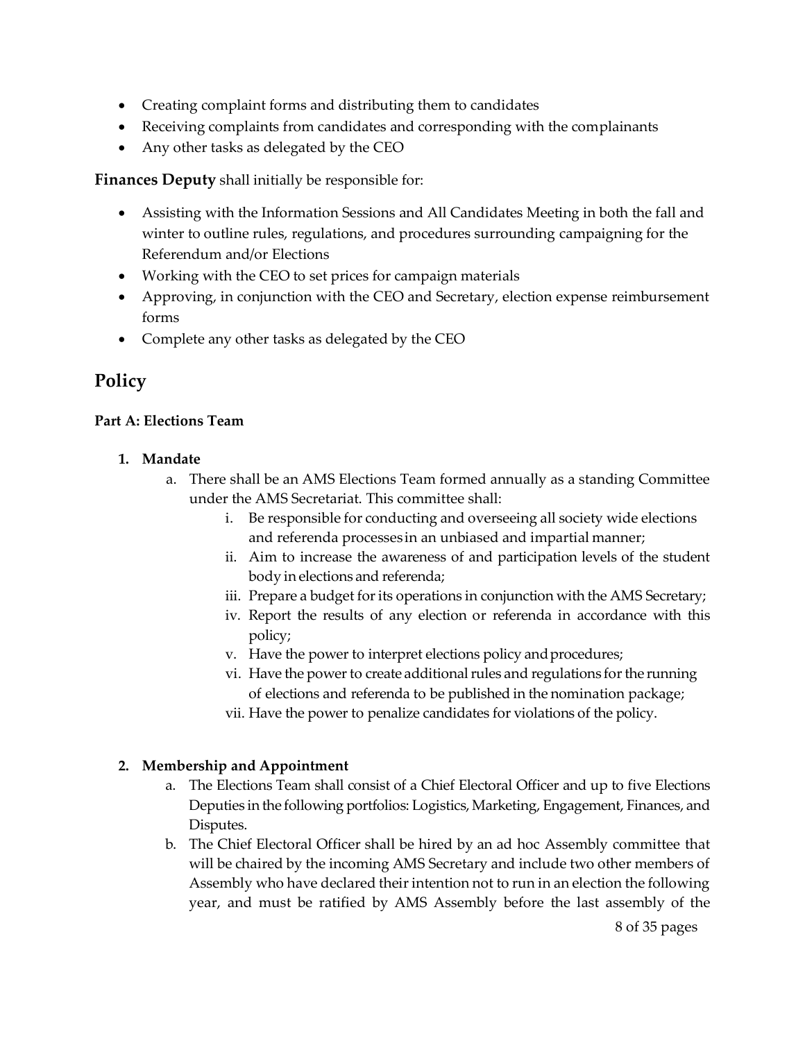- Creating complaint forms and distributing them to candidates
- Receiving complaints from candidates and corresponding with the complainants
- Any other tasks as delegated by the CEO

**Finances Deputy** shall initially be responsible for:

- Assisting with the Information Sessions and All Candidates Meeting in both the fall and winter to outline rules, regulations, and procedures surrounding campaigning for the Referendum and/or Elections
- Working with the CEO to set prices for campaign materials
- Approving, in conjunction with the CEO and Secretary, election expense reimbursement forms
- Complete any other tasks as delegated by the CEO

## Policy

**Part A: Elections Team**

1. **Mandate**
   a. There shall be an AMS Elections Team formed annually as a standing Committee under the AMS Secretariat. This committee shall:
      i. Be responsible for conducting and overseeing all society wide elections and referenda processes in an unbiased and impartial manner;
      ii. Aim to increase the awareness of and participation levels of the student body in elections and referenda;
      iii. Prepare a budget for its operations in conjunction with the AMS Secretary;
      iv. Report the results of any election or referenda in accordance with this policy;
      v. Have the power to interpret elections policy and procedures;
      vi. Have the power to create additional rules and regulations for the running of elections and referenda to be published in the nomination package;
      vii. Have the power to penalize candidates for violations of the policy.

2. **Membership and Appointment**
   a. The Elections Team shall consist of a Chief Electoral Officer and up to five Elections Deputies in the following portfolios: Logistics, Marketing, Engagement, Finances, and Disputes.
   b. The Chief Electoral Officer shall be hired by an ad hoc Assembly committee that will be chaired by the incoming AMS Secretary and include two other members of Assembly who have declared their intention not to run in an election the following year, and must be ratified by AMS Assembly before the last assembly of the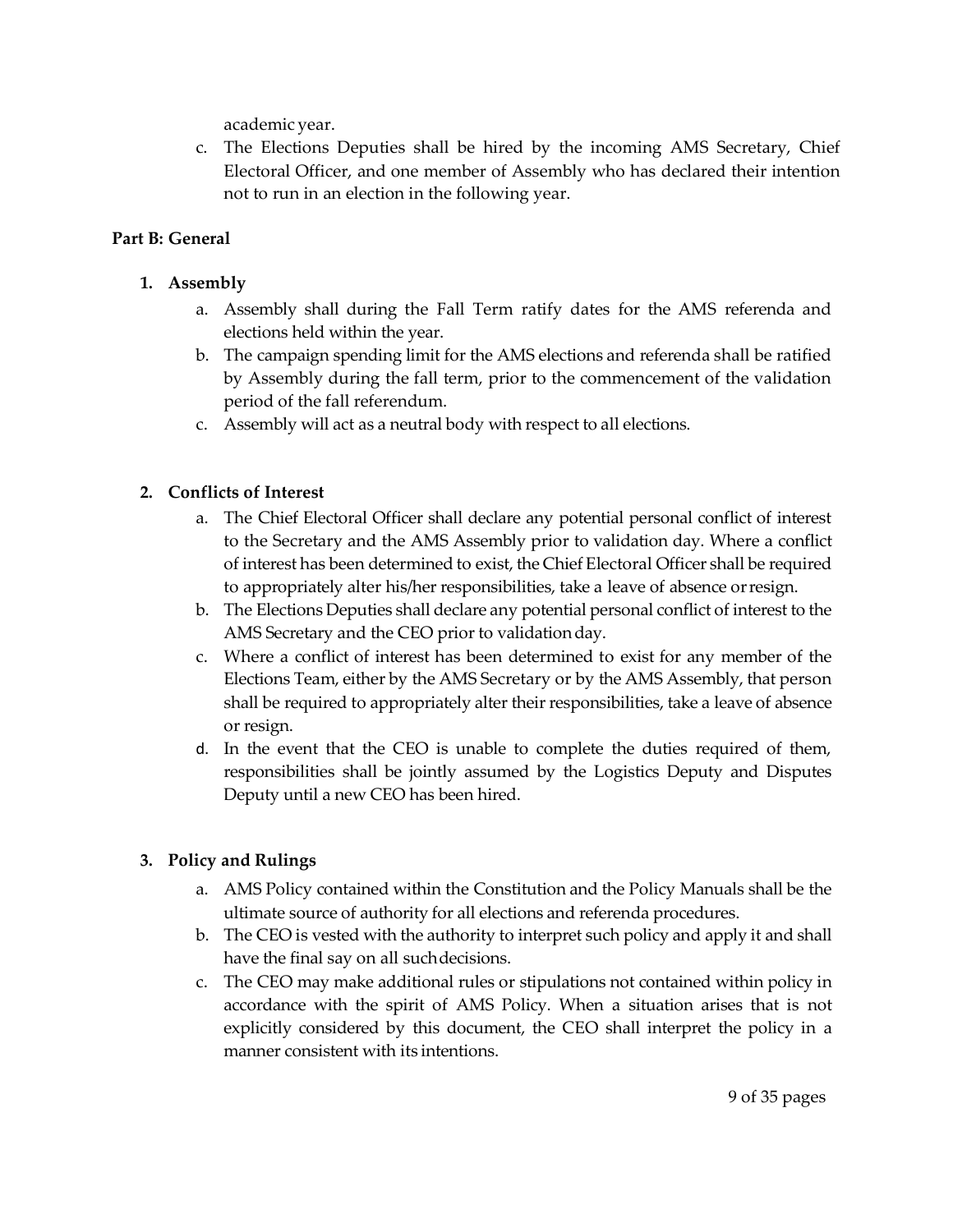academic year.

c. The Elections Deputies shall be hired by the incoming AMS Secretary, Chief Electoral Officer, and one member of Assembly who has declared their intention not to run in an election in the following year.

**Part B: General**

1. **Assembly**
    a. Assembly shall during the Fall Term ratify dates for the AMS referenda and elections held within the year.
    b. The campaign spending limit for the AMS elections and referenda shall be ratified by Assembly during the fall term, prior to the commencement of the validation period of the fall referendum.
    c. Assembly will act as a neutral body with respect to all elections.

2. **Conflicts of Interest**
    a. The Chief Electoral Officer shall declare any potential personal conflict of interest to the Secretary and the AMS Assembly prior to validation day. Where a conflict of interest has been determined to exist, the Chief Electoral Officer shall be required to appropriately alter his/her responsibilities, take a leave of absence or resign.
    b. The Elections Deputies shall declare any potential personal conflict of interest to the AMS Secretary and the CEO prior to validation day.
    c. Where a conflict of interest has been determined to exist for any member of the Elections Team, either by the AMS Secretary or by the AMS Assembly, that person shall be required to appropriately alter their responsibilities, take a leave of absence or resign.
    d. In the event that the CEO is unable to complete the duties required of them, responsibilities shall be jointly assumed by the Logistics Deputy and Disputes Deputy until a new CEO has been hired.

3. **Policy and Rulings**
    a. AMS Policy contained within the Constitution and the Policy Manuals shall be the ultimate source of authority for all elections and referenda procedures.
    b. The CEO is vested with the authority to interpret such policy and apply it and shall have the final say on all such decisions.
    c. The CEO may make additional rules or stipulations not contained within policy in accordance with the spirit of AMS Policy. When a situation arises that is not explicitly considered by this document, the CEO shall interpret the policy in a manner consistent with its intentions.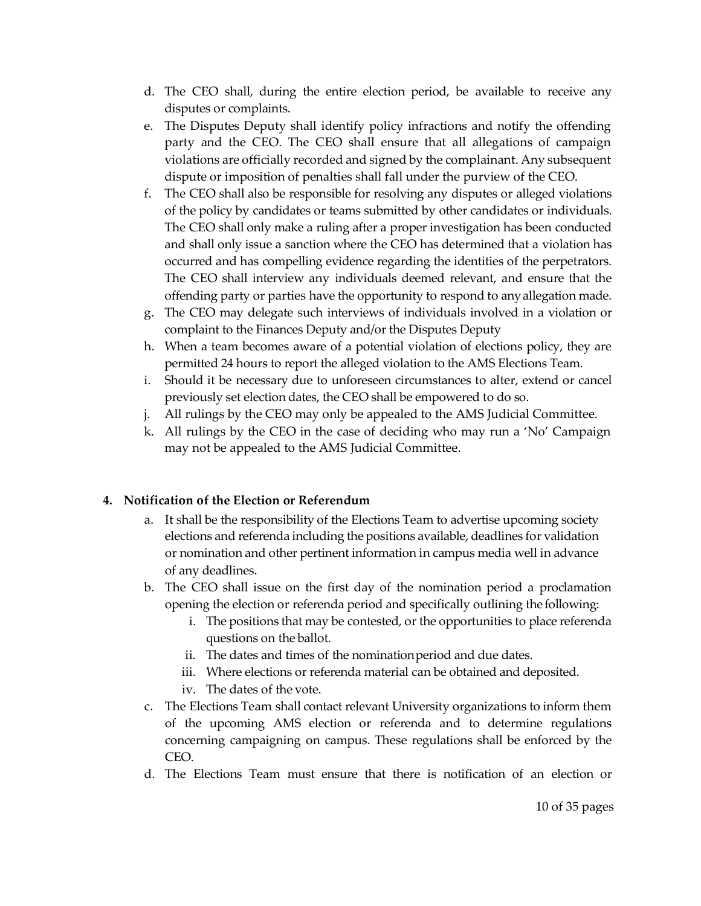d. The CEO shall, during the entire election period, be available to receive any disputes or complaints.
e. The Disputes Deputy shall identify policy infractions and notify the offending party and the CEO. The CEO shall ensure that all allegations of campaign violations are officially recorded and signed by the complainant. Any subsequent dispute or imposition of penalties shall fall under the purview of the CEO.
f. The CEO shall also be responsible for resolving any disputes or alleged violations of the policy by candidates or teams submitted by other candidates or individuals. The CEO shall only make a ruling after a proper investigation has been conducted and shall only issue a sanction where the CEO has determined that a violation has occurred and has compelling evidence regarding the identities of the perpetrators. The CEO shall interview any individuals deemed relevant, and ensure that the offending party or parties have the opportunity to respond to any allegation made.
g. The CEO may delegate such interviews of individuals involved in a violation or complaint to the Finances Deputy and/or the Disputes Deputy
h. When a team becomes aware of a potential violation of elections policy, they are permitted 24 hours to report the alleged violation to the AMS Elections Team.
i. Should it be necessary due to unforeseen circumstances to alter, extend or cancel previously set election dates, the CEO shall be empowered to do so.
j. All rulings by the CEO may only be appealed to the AMS Judicial Committee.
k. All rulings by the CEO in the case of deciding who may run a 'No' Campaign may not be appealed to the AMS Judicial Committee.

**4. Notification of the Election or Referendum**

a. It shall be the responsibility of the Elections Team to advertise upcoming society elections and referenda including the positions available, deadlines for validation or nomination and other pertinent information in campus media well in advance of any deadlines.
b. The CEO shall issue on the first day of the nomination period a proclamation opening the election or referenda period and specifically outlining the following:
   i. The positions that may be contested, or the opportunities to place referenda questions on the ballot.
   ii. The dates and times of the nomination period and due dates.
   iii. Where elections or referenda material can be obtained and deposited.
   iv. The dates of the vote.
c. The Elections Team shall contact relevant University organizations to inform them of the upcoming AMS election or referenda and to determine regulations concerning campaigning on campus. These regulations shall be enforced by the CEO.
d. The Elections Team must ensure that there is notification of an election or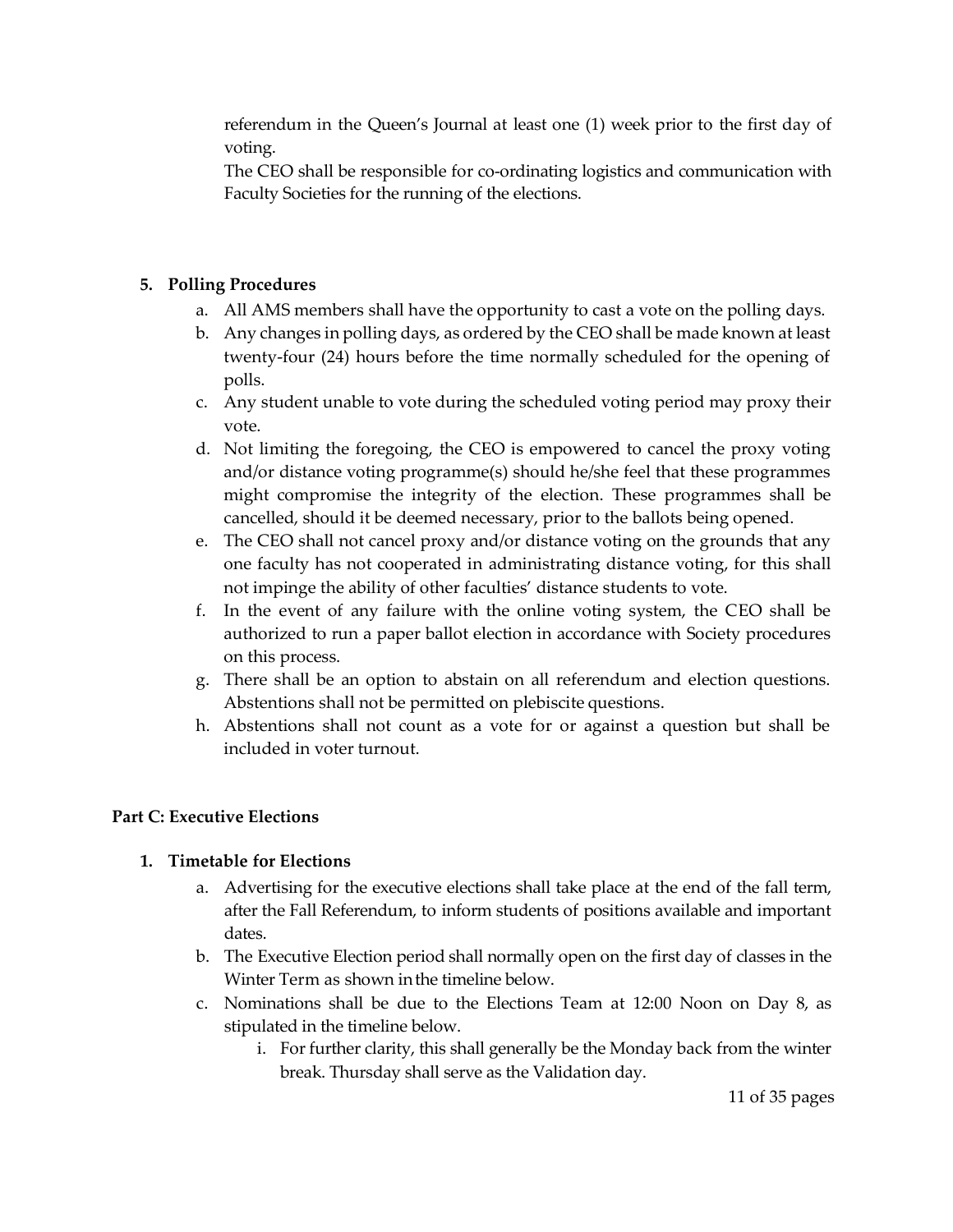referendum in the Queen's Journal at least one (1) week prior to the first day of voting.

The CEO shall be responsible for co-ordinating logistics and communication with Faculty Societies for the running of the elections.

**5. Polling Procedures**

a. All AMS members shall have the opportunity to cast a vote on the polling days.

b. Any changes in polling days, as ordered by the CEO shall be made known at least twenty-four (24) hours before the time normally scheduled for the opening of polls.

c. Any student unable to vote during the scheduled voting period may proxy their vote.

d. Not limiting the foregoing, the CEO is empowered to cancel the proxy voting and/or distance voting programme(s) should he/she feel that these programmes might compromise the integrity of the election. These programmes shall be cancelled, should it be deemed necessary, prior to the ballots being opened.

e. The CEO shall not cancel proxy and/or distance voting on the grounds that any one faculty has not cooperated in administrating distance voting, for this shall not impinge the ability of other faculties' distance students to vote.

f. In the event of any failure with the online voting system, the CEO shall be authorized to run a paper ballot election in accordance with Society procedures on this process.

g. There shall be an option to abstain on all referendum and election questions. Abstentions shall not be permitted on plebiscite questions.

h. Abstentions shall not count as a vote for or against a question but shall be included in voter turnout.

## Part C: Executive Elections

**1. Timetable for Elections**

a. Advertising for the executive elections shall take place at the end of the fall term, after the Fall Referendum, to inform students of positions available and important dates.

b. The Executive Election period shall normally open on the first day of classes in the Winter Term as shown in the timeline below.

c. Nominations shall be due to the Elections Team at 12:00 Noon on Day 8, as stipulated in the timeline below.

   i. For further clarity, this shall generally be the Monday back from the winter break. Thursday shall serve as the Validation day.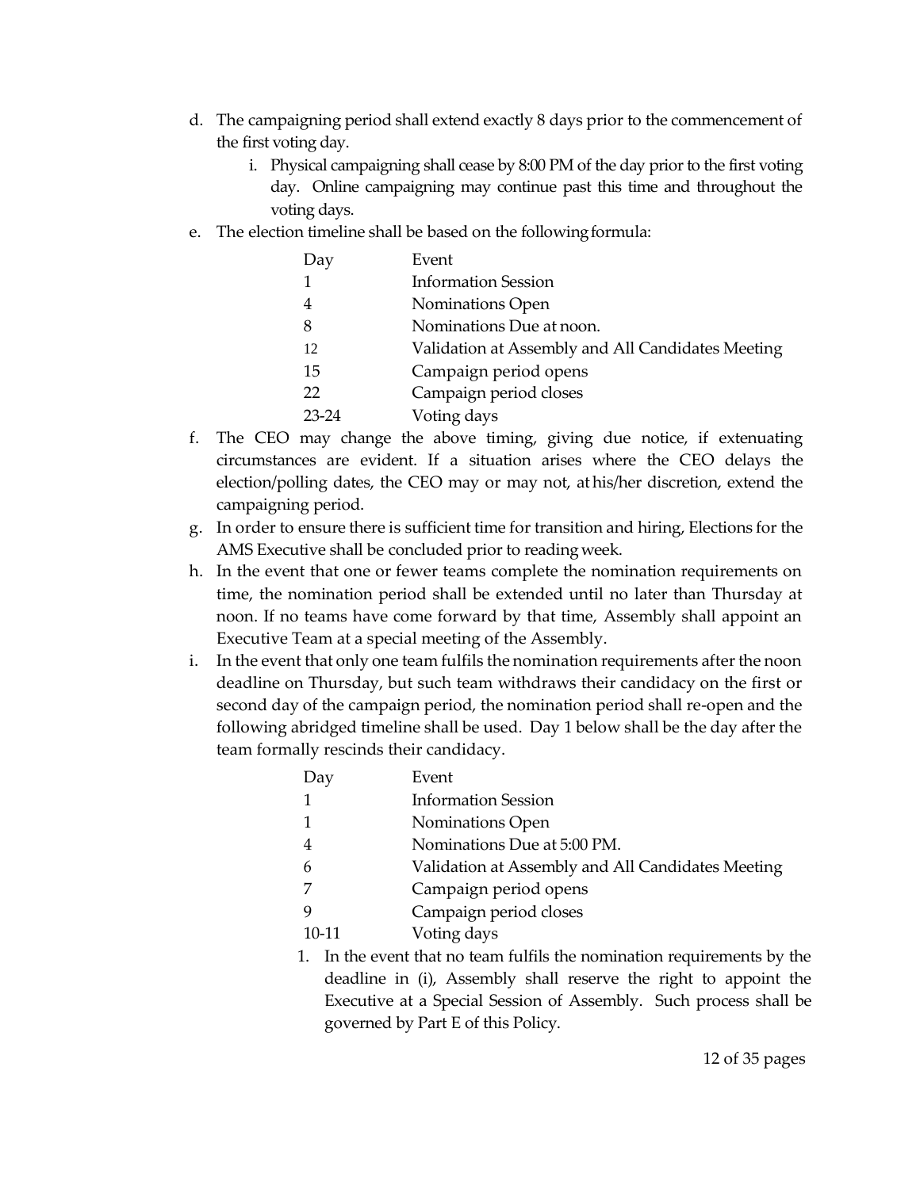d. The campaigning period shall extend exactly 8 days prior to the commencement of the first voting day.
   i. Physical campaigning shall cease by 8:00 PM of the day prior to the first voting day. Online campaigning may continue past this time and throughout the voting days.
e. The election timeline shall be based on the following formula:

| Day | Event |
|---|---|
| 1 | Information Session |
| 4 | Nominations Open |
| 8 | Nominations Due at noon. |
| 12 | Validation at Assembly and All Candidates Meeting |
| 15 | Campaign period opens |
| 22 | Campaign period closes |
| 23-24 | Voting days |

f. The CEO may change the above timing, giving due notice, if extenuating circumstances are evident. If a situation arises where the CEO delays the election/polling dates, the CEO may or may not, at his/her discretion, extend the campaigning period.
g. In order to ensure there is sufficient time for transition and hiring, Elections for the AMS Executive shall be concluded prior to reading week.
h. In the event that one or fewer teams complete the nomination requirements on time, the nomination period shall be extended until no later than Thursday at noon. If no teams have come forward by that time, Assembly shall appoint an Executive Team at a special meeting of the Assembly.
i. In the event that only one team fulfils the nomination requirements after the noon deadline on Thursday, but such team withdraws their candidacy on the first or second day of the campaign period, the nomination period shall re-open and the following abridged timeline shall be used. Day 1 below shall be the day after the team formally rescinds their candidacy.

| Day | Event |
|---|---|
| 1 | Information Session |
| 1 | Nominations Open |
| 4 | Nominations Due at 5:00 PM. |
| 6 | Validation at Assembly and All Candidates Meeting |
| 7 | Campaign period opens |
| 9 | Campaign period closes |
| 10-11 | Voting days |

   1. In the event that no team fulfils the nomination requirements by the deadline in (i), Assembly shall reserve the right to appoint the Executive at a Special Session of Assembly. Such process shall be governed by Part E of this Policy.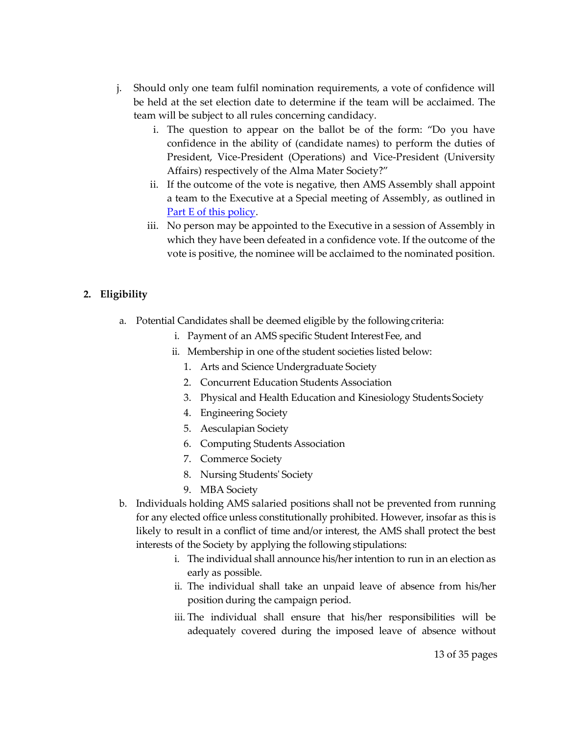j. Should only one team fulfil nomination requirements, a vote of confidence will be held at the set election date to determine if the team will be acclaimed. The team will be subject to all rules concerning candidacy.

   i. The question to appear on the ballot be of the form: "Do you have confidence in the ability of (candidate names) to perform the duties of President, Vice-President (Operations) and Vice-President (University Affairs) respectively of the Alma Mater Society?"

   ii. If the outcome of the vote is negative, then AMS Assembly shall appoint a team to the Executive at a Special meeting of Assembly, as outlined in Part E of this policy.

   iii. No person may be appointed to the Executive in a session of Assembly in which they have been defeated in a confidence vote. If the outcome of the vote is positive, the nominee will be acclaimed to the nominated position.

## 2. Eligibility

a. Potential Candidates shall be deemed eligible by the following criteria:

   i. Payment of an AMS specific Student Interest Fee, and

   ii. Membership in one of the student societies listed below:

      1. Arts and Science Undergraduate Society
      2. Concurrent Education Students Association
      3. Physical and Health Education and Kinesiology Students Society
      4. Engineering Society
      5. Aesculapian Society
      6. Computing Students Association
      7. Commerce Society
      8. Nursing Students' Society
      9. MBA Society

b. Individuals holding AMS salaried positions shall not be prevented from running for any elected office unless constitutionally prohibited. However, insofar as this is likely to result in a conflict of time and/or interest, the AMS shall protect the best interests of the Society by applying the following stipulations:

   i. The individual shall announce his/her intention to run in an election as early as possible.

   ii. The individual shall take an unpaid leave of absence from his/her position during the campaign period.

   iii. The individual shall ensure that his/her responsibilities will be adequately covered during the imposed leave of absence without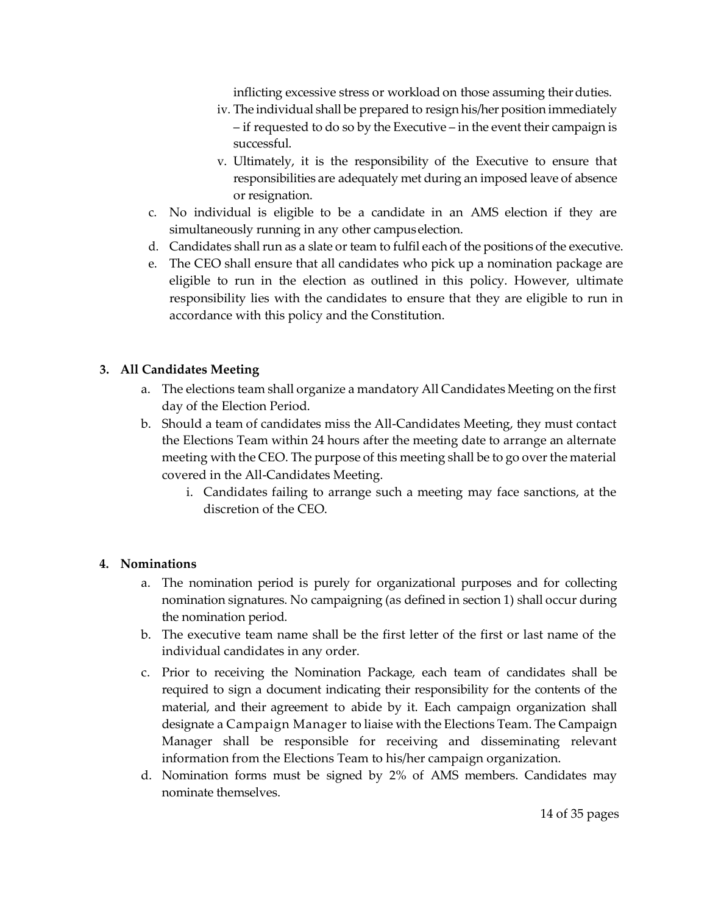inflicting excessive stress or workload on those assuming their duties.

iv. The individual shall be prepared to resign his/her position immediately – if requested to do so by the Executive – in the event their campaign is successful.

v. Ultimately, it is the responsibility of the Executive to ensure that responsibilities are adequately met during an imposed leave of absence or resignation.

c. No individual is eligible to be a candidate in an AMS election if they are simultaneously running in any other campus election.

d. Candidates shall run as a slate or team to fulfil each of the positions of the executive.

e. The CEO shall ensure that all candidates who pick up a nomination package are eligible to run in the election as outlined in this policy. However, ultimate responsibility lies with the candidates to ensure that they are eligible to run in accordance with this policy and the Constitution.

**3. All Candidates Meeting**

a. The elections team shall organize a mandatory All Candidates Meeting on the first day of the Election Period.

b. Should a team of candidates miss the All-Candidates Meeting, they must contact the Elections Team within 24 hours after the meeting date to arrange an alternate meeting with the CEO. The purpose of this meeting shall be to go over the material covered in the All-Candidates Meeting.

   i. Candidates failing to arrange such a meeting may face sanctions, at the discretion of the CEO.

**4. Nominations**

a. The nomination period is purely for organizational purposes and for collecting nomination signatures. No campaigning (as defined in section 1) shall occur during the nomination period.

b. The executive team name shall be the first letter of the first or last name of the individual candidates in any order.

c. Prior to receiving the Nomination Package, each team of candidates shall be required to sign a document indicating their responsibility for the contents of the material, and their agreement to abide by it. Each campaign organization shall designate a Campaign Manager to liaise with the Elections Team. The Campaign Manager shall be responsible for receiving and disseminating relevant information from the Elections Team to his/her campaign organization.

d. Nomination forms must be signed by 2% of AMS members. Candidates may nominate themselves.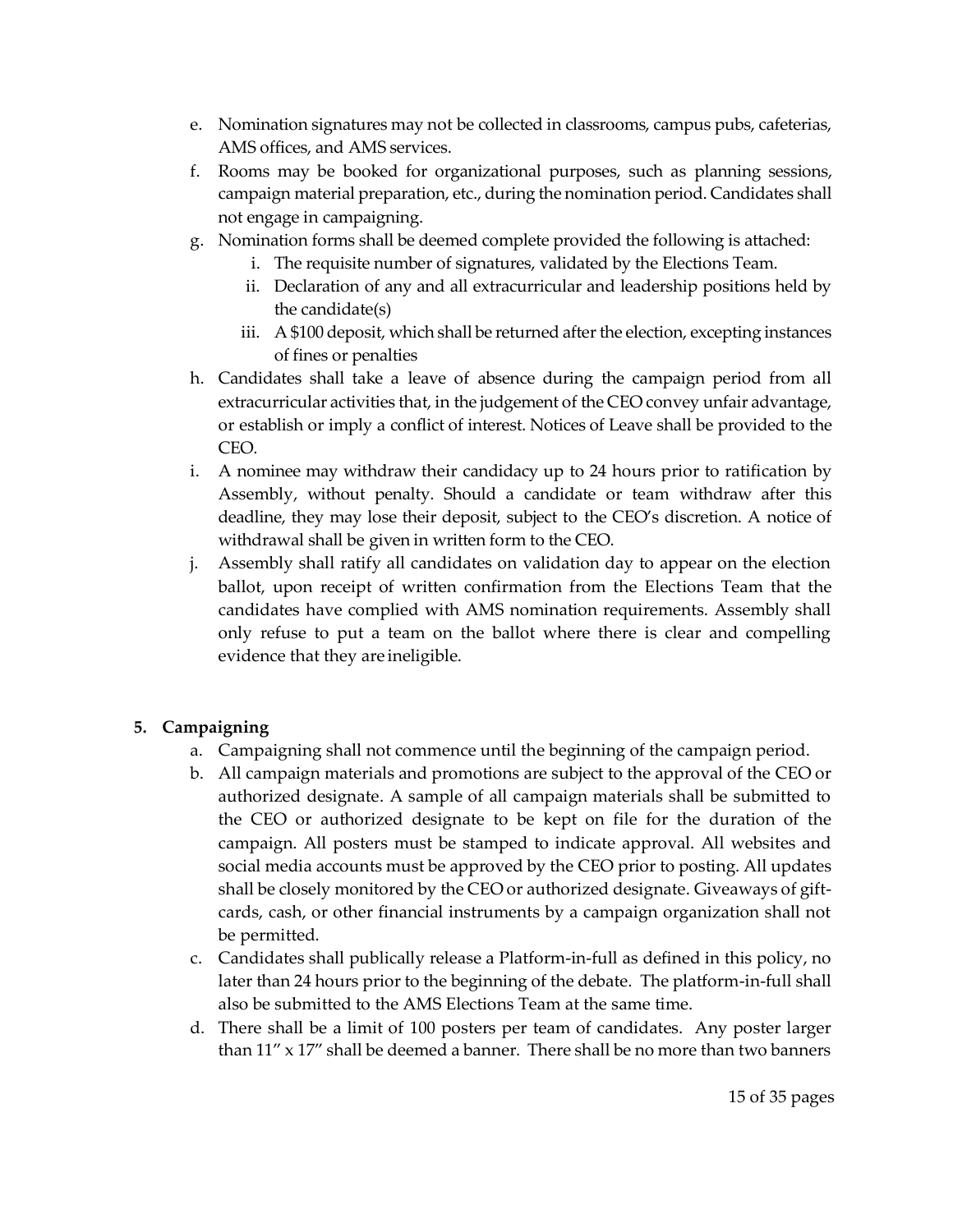e. Nomination signatures may not be collected in classrooms, campus pubs, cafeterias, AMS offices, and AMS services.
f. Rooms may be booked for organizational purposes, such as planning sessions, campaign material preparation, etc., during the nomination period. Candidates shall not engage in campaigning.
g. Nomination forms shall be deemed complete provided the following is attached:
    i. The requisite number of signatures, validated by the Elections Team.
    ii. Declaration of any and all extracurricular and leadership positions held by the candidate(s)
    iii. A $100 deposit, which shall be returned after the election, excepting instances of fines or penalties
h. Candidates shall take a leave of absence during the campaign period from all extracurricular activities that, in the judgement of the CEO convey unfair advantage, or establish or imply a conflict of interest. Notices of Leave shall be provided to the CEO.
i. A nominee may withdraw their candidacy up to 24 hours prior to ratification by Assembly, without penalty. Should a candidate or team withdraw after this deadline, they may lose their deposit, subject to the CEO's discretion. A notice of withdrawal shall be given in written form to the CEO.
j. Assembly shall ratify all candidates on validation day to appear on the election ballot, upon receipt of written confirmation from the Elections Team that the candidates have complied with AMS nomination requirements. Assembly shall only refuse to put a team on the ballot where there is clear and compelling evidence that they are ineligible.

**5. Campaigning**

a. Campaigning shall not commence until the beginning of the campaign period.
b. All campaign materials and promotions are subject to the approval of the CEO or authorized designate. A sample of all campaign materials shall be submitted to the CEO or authorized designate to be kept on file for the duration of the campaign. All posters must be stamped to indicate approval. All websites and social media accounts must be approved by the CEO prior to posting. All updates shall be closely monitored by the CEO or authorized designate. Giveaways of gift-cards, cash, or other financial instruments by a campaign organization shall not be permitted.
c. Candidates shall publically release a Platform-in-full as defined in this policy, no later than 24 hours prior to the beginning of the debate. The platform-in-full shall also be submitted to the AMS Elections Team at the same time.
d. There shall be a limit of 100 posters per team of candidates. Any poster larger than 11" x 17" shall be deemed a banner. There shall be no more than two banners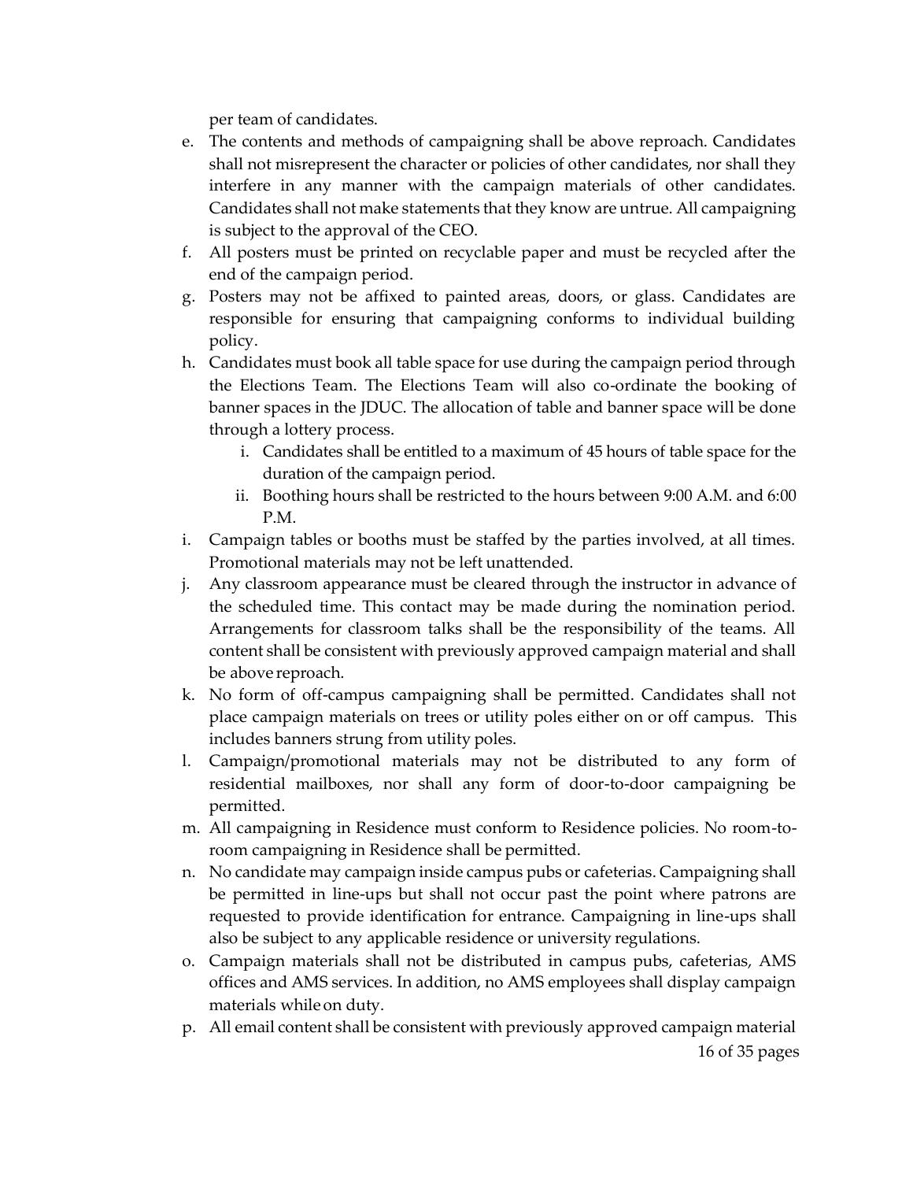per team of candidates.

e. The contents and methods of campaigning shall be above reproach. Candidates shall not misrepresent the character or policies of other candidates, nor shall they interfere in any manner with the campaign materials of other candidates. Candidates shall not make statements that they know are untrue. All campaigning is subject to the approval of the CEO.
f. All posters must be printed on recyclable paper and must be recycled after the end of the campaign period.
g. Posters may not be affixed to painted areas, doors, or glass. Candidates are responsible for ensuring that campaigning conforms to individual building policy.
h. Candidates must book all table space for use during the campaign period through the Elections Team. The Elections Team will also co-ordinate the booking of banner spaces in the JDUC. The allocation of table and banner space will be done through a lottery process.
    i. Candidates shall be entitled to a maximum of 45 hours of table space for the duration of the campaign period.
    ii. Boothing hours shall be restricted to the hours between 9:00 A.M. and 6:00 P.M.
i. Campaign tables or booths must be staffed by the parties involved, at all times. Promotional materials may not be left unattended.
j. Any classroom appearance must be cleared through the instructor in advance of the scheduled time. This contact may be made during the nomination period. Arrangements for classroom talks shall be the responsibility of the teams. All content shall be consistent with previously approved campaign material and shall be above reproach.
k. No form of off-campus campaigning shall be permitted. Candidates shall not place campaign materials on trees or utility poles either on or off campus. This includes banners strung from utility poles.
l. Campaign/promotional materials may not be distributed to any form of residential mailboxes, nor shall any form of door-to-door campaigning be permitted.
m. All campaigning in Residence must conform to Residence policies. No room-to-room campaigning in Residence shall be permitted.
n. No candidate may campaign inside campus pubs or cafeterias. Campaigning shall be permitted in line-ups but shall not occur past the point where patrons are requested to provide identification for entrance. Campaigning in line-ups shall also be subject to any applicable residence or university regulations.
o. Campaign materials shall not be distributed in campus pubs, cafeterias, AMS offices and AMS services. In addition, no AMS employees shall display campaign materials while on duty.
p. All email content shall be consistent with previously approved campaign material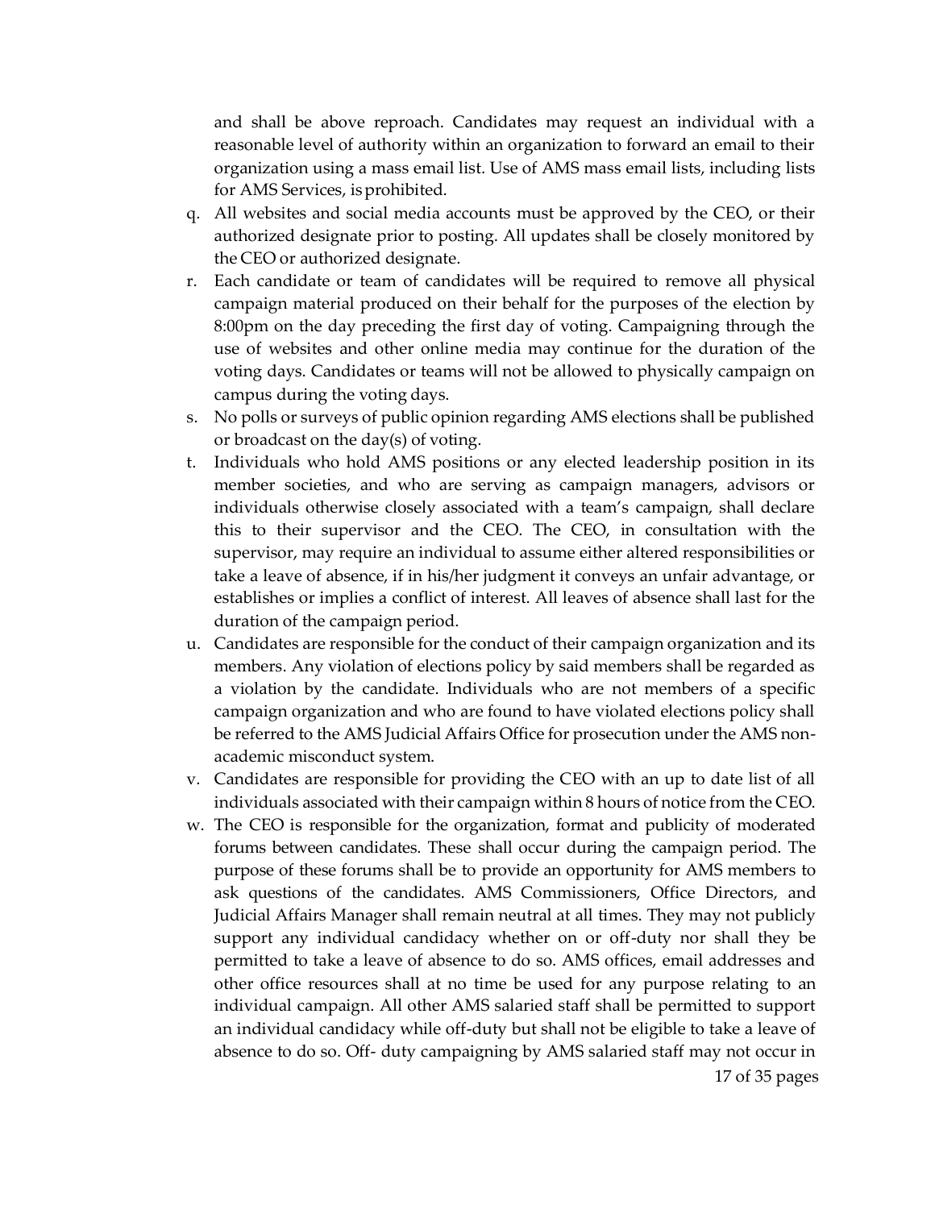and shall be above reproach. Candidates may request an individual with a reasonable level of authority within an organization to forward an email to their organization using a mass email list. Use of AMS mass email lists, including lists for AMS Services, is prohibited.

q. All websites and social media accounts must be approved by the CEO, or their authorized designate prior to posting. All updates shall be closely monitored by the CEO or authorized designate.

r. Each candidate or team of candidates will be required to remove all physical campaign material produced on their behalf for the purposes of the election by 8:00pm on the day preceding the first day of voting. Campaigning through the use of websites and other online media may continue for the duration of the voting days. Candidates or teams will not be allowed to physically campaign on campus during the voting days.

s. No polls or surveys of public opinion regarding AMS elections shall be published or broadcast on the day(s) of voting.

t. Individuals who hold AMS positions or any elected leadership position in its member societies, and who are serving as campaign managers, advisors or individuals otherwise closely associated with a team's campaign, shall declare this to their supervisor and the CEO. The CEO, in consultation with the supervisor, may require an individual to assume either altered responsibilities or take a leave of absence, if in his/her judgment it conveys an unfair advantage, or establishes or implies a conflict of interest. All leaves of absence shall last for the duration of the campaign period.

u. Candidates are responsible for the conduct of their campaign organization and its members. Any violation of elections policy by said members shall be regarded as a violation by the candidate. Individuals who are not members of a specific campaign organization and who are found to have violated elections policy shall be referred to the AMS Judicial Affairs Office for prosecution under the AMS non-academic misconduct system.

v. Candidates are responsible for providing the CEO with an up to date list of all individuals associated with their campaign within 8 hours of notice from the CEO.

w. The CEO is responsible for the organization, format and publicity of moderated forums between candidates. These shall occur during the campaign period. The purpose of these forums shall be to provide an opportunity for AMS members to ask questions of the candidates. AMS Commissioners, Office Directors, and Judicial Affairs Manager shall remain neutral at all times. They may not publicly support any individual candidacy whether on or off-duty nor shall they be permitted to take a leave of absence to do so. AMS offices, email addresses and other office resources shall at no time be used for any purpose relating to an individual campaign. All other AMS salaried staff shall be permitted to support an individual candidacy while off-duty but shall not be eligible to take a leave of absence to do so. Off- duty campaigning by AMS salaried staff may not occur in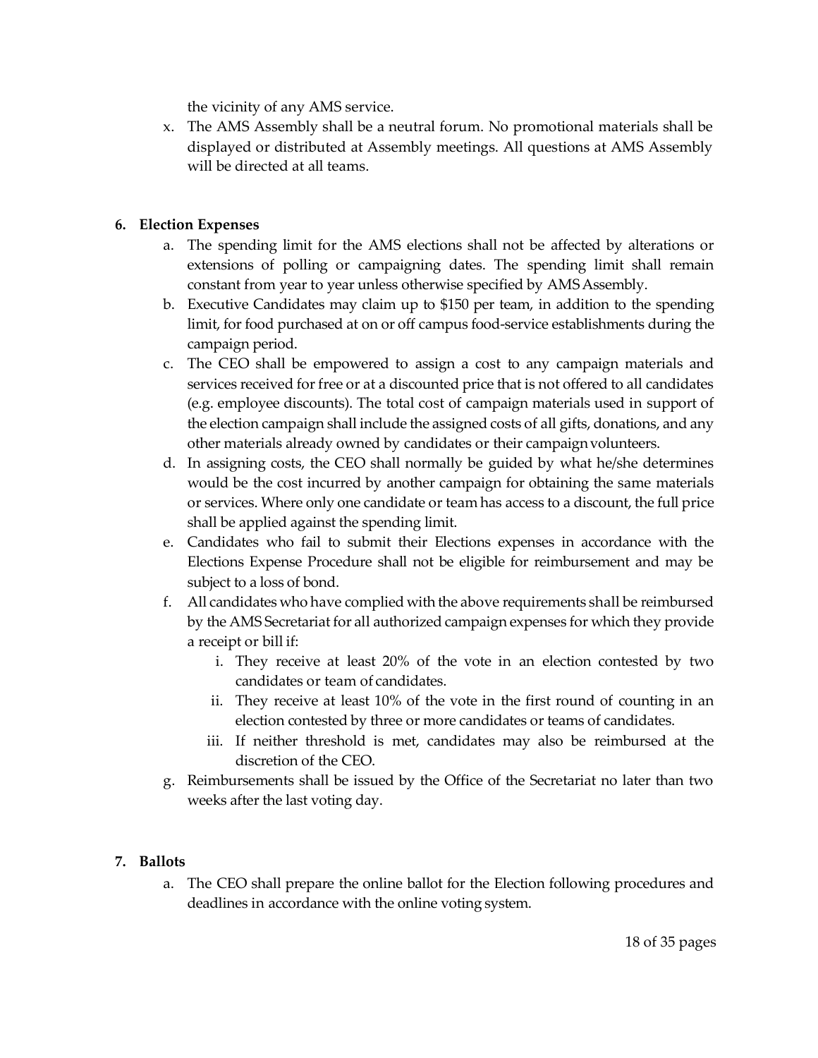the vicinity of any AMS service.

x. The AMS Assembly shall be a neutral forum. No promotional materials shall be displayed or distributed at Assembly meetings. All questions at AMS Assembly will be directed at all teams.

**6. Election Expenses**

a. The spending limit for the AMS elections shall not be affected by alterations or extensions of polling or campaigning dates. The spending limit shall remain constant from year to year unless otherwise specified by AMS Assembly.

b. Executive Candidates may claim up to $150 per team, in addition to the spending limit, for food purchased at on or off campus food-service establishments during the campaign period.

c. The CEO shall be empowered to assign a cost to any campaign materials and services received for free or at a discounted price that is not offered to all candidates (e.g. employee discounts). The total cost of campaign materials used in support of the election campaign shall include the assigned costs of all gifts, donations, and any other materials already owned by candidates or their campaign volunteers.

d. In assigning costs, the CEO shall normally be guided by what he/she determines would be the cost incurred by another campaign for obtaining the same materials or services. Where only one candidate or team has access to a discount, the full price shall be applied against the spending limit.

e. Candidates who fail to submit their Elections expenses in accordance with the Elections Expense Procedure shall not be eligible for reimbursement and may be subject to a loss of bond.

f. All candidates who have complied with the above requirements shall be reimbursed by the AMS Secretariat for all authorized campaign expenses for which they provide a receipt or bill if:

   i. They receive at least 20% of the vote in an election contested by two candidates or team of candidates.

   ii. They receive at least 10% of the vote in the first round of counting in an election contested by three or more candidates or teams of candidates.

   iii. If neither threshold is met, candidates may also be reimbursed at the discretion of the CEO.

g. Reimbursements shall be issued by the Office of the Secretariat no later than two weeks after the last voting day.

**7. Ballots**

a. The CEO shall prepare the online ballot for the Election following procedures and deadlines in accordance with the online voting system.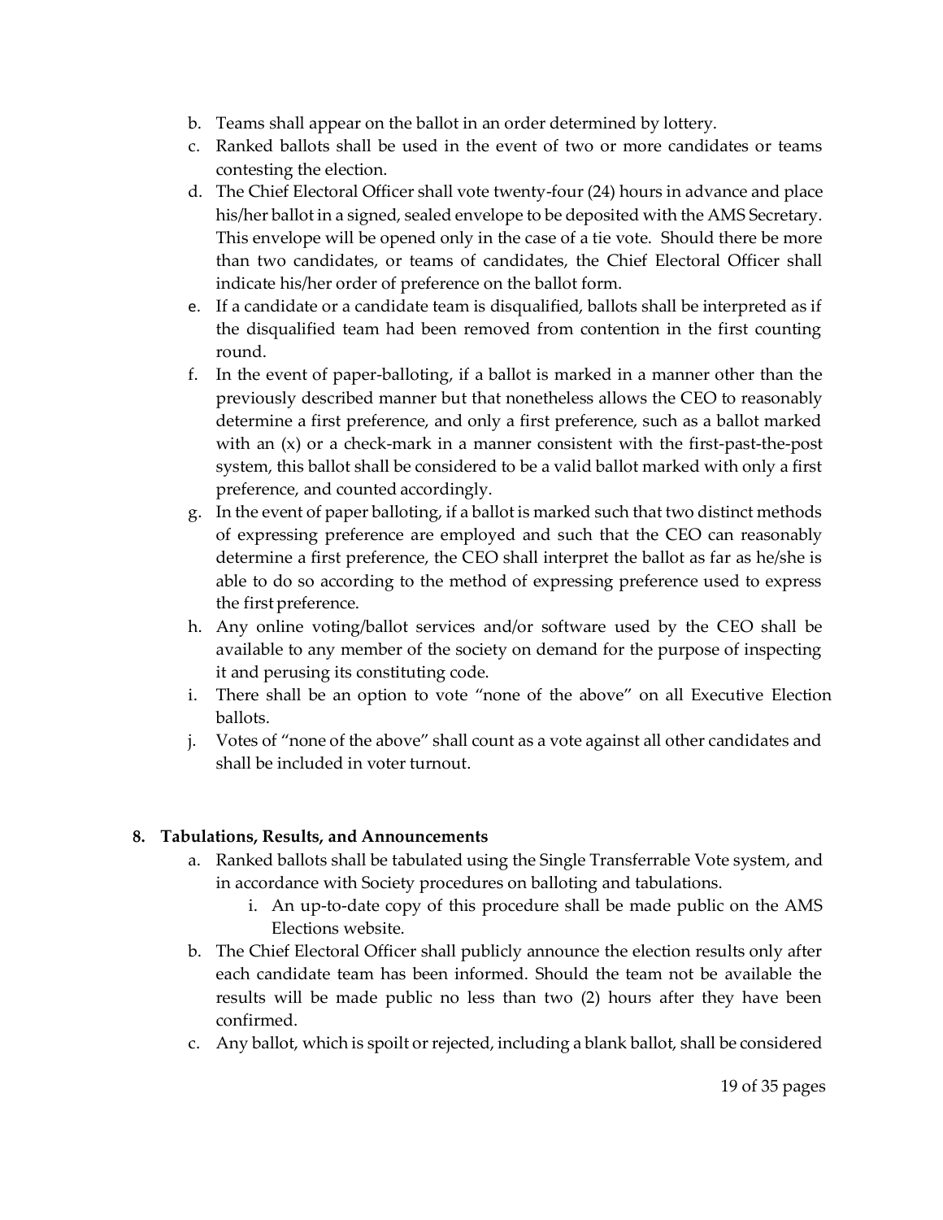b. Teams shall appear on the ballot in an order determined by lottery.
c. Ranked ballots shall be used in the event of two or more candidates or teams contesting the election.
d. The Chief Electoral Officer shall vote twenty-four (24) hours in advance and place his/her ballot in a signed, sealed envelope to be deposited with the AMS Secretary. This envelope will be opened only in the case of a tie vote. Should there be more than two candidates, or teams of candidates, the Chief Electoral Officer shall indicate his/her order of preference on the ballot form.
e. If a candidate or a candidate team is disqualified, ballots shall be interpreted as if the disqualified team had been removed from contention in the first counting round.
f. In the event of paper-balloting, if a ballot is marked in a manner other than the previously described manner but that nonetheless allows the CEO to reasonably determine a first preference, and only a first preference, such as a ballot marked with an (x) or a check-mark in a manner consistent with the first-past-the-post system, this ballot shall be considered to be a valid ballot marked with only a first preference, and counted accordingly.
g. In the event of paper balloting, if a ballot is marked such that two distinct methods of expressing preference are employed and such that the CEO can reasonably determine a first preference, the CEO shall interpret the ballot as far as he/she is able to do so according to the method of expressing preference used to express the first preference.
h. Any online voting/ballot services and/or software used by the CEO shall be available to any member of the society on demand for the purpose of inspecting it and perusing its constituting code.
i. There shall be an option to vote "none of the above" on all Executive Election ballots.
j. Votes of "none of the above" shall count as a vote against all other candidates and shall be included in voter turnout.

**8. Tabulations, Results, and Announcements**

a. Ranked ballots shall be tabulated using the Single Transferrable Vote system, and in accordance with Society procedures on balloting and tabulations.
    i. An up-to-date copy of this procedure shall be made public on the AMS Elections website.
b. The Chief Electoral Officer shall publicly announce the election results only after each candidate team has been informed. Should the team not be available the results will be made public no less than two (2) hours after they have been confirmed.
c. Any ballot, which is spoilt or rejected, including a blank ballot, shall be considered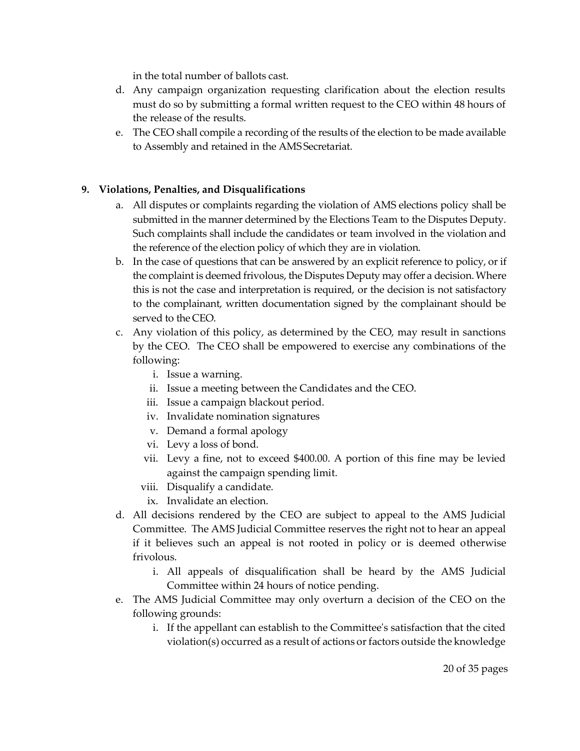in the total number of ballots cast.

d. Any campaign organization requesting clarification about the election results must do so by submitting a formal written request to the CEO within 48 hours of the release of the results.

e. The CEO shall compile a recording of the results of the election to be made available to Assembly and retained in the AMS Secretariat.

## 9. Violations, Penalties, and Disqualifications

a. All disputes or complaints regarding the violation of AMS elections policy shall be submitted in the manner determined by the Elections Team to the Disputes Deputy. Such complaints shall include the candidates or team involved in the violation and the reference of the election policy of which they are in violation.

b. In the case of questions that can be answered by an explicit reference to policy, or if the complaint is deemed frivolous, the Disputes Deputy may offer a decision. Where this is not the case and interpretation is required, or the decision is not satisfactory to the complainant, written documentation signed by the complainant should be served to the CEO.

c. Any violation of this policy, as determined by the CEO, may result in sanctions by the CEO. The CEO shall be empowered to exercise any combinations of the following:

   i. Issue a warning.
   ii. Issue a meeting between the Candidates and the CEO.
   iii. Issue a campaign blackout period.
   iv. Invalidate nomination signatures
   v. Demand a formal apology
   vi. Levy a loss of bond.
   vii. Levy a fine, not to exceed $400.00. A portion of this fine may be levied against the campaign spending limit.
   viii. Disqualify a candidate.
   ix. Invalidate an election.

d. All decisions rendered by the CEO are subject to appeal to the AMS Judicial Committee. The AMS Judicial Committee reserves the right not to hear an appeal if it believes such an appeal is not rooted in policy or is deemed otherwise frivolous.

   i. All appeals of disqualification shall be heard by the AMS Judicial Committee within 24 hours of notice pending.

e. The AMS Judicial Committee may only overturn a decision of the CEO on the following grounds:

   i. If the appellant can establish to the Committee's satisfaction that the cited violation(s) occurred as a result of actions or factors outside the knowledge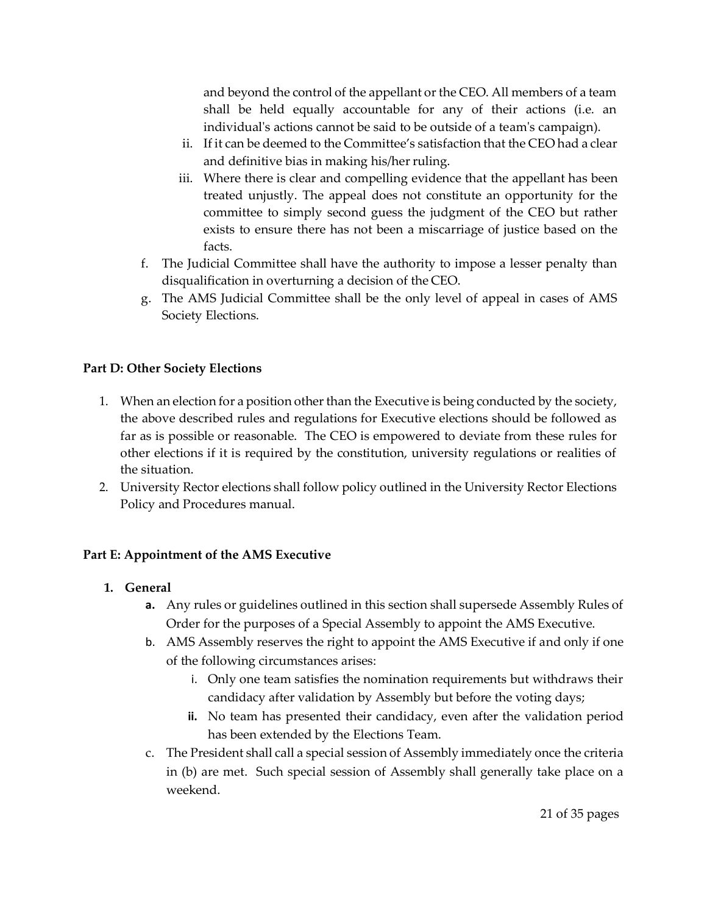and beyond the control of the appellant or the CEO. All members of a team shall be held equally accountable for any of their actions (i.e. an individual's actions cannot be said to be outside of a team's campaign).

ii. If it can be deemed to the Committee's satisfaction that the CEO had a clear and definitive bias in making his/her ruling.

iii. Where there is clear and compelling evidence that the appellant has been treated unjustly. The appeal does not constitute an opportunity for the committee to simply second guess the judgment of the CEO but rather exists to ensure there has not been a miscarriage of justice based on the facts.

f. The Judicial Committee shall have the authority to impose a lesser penalty than disqualification in overturning a decision of the CEO.

g. The AMS Judicial Committee shall be the only level of appeal in cases of AMS Society Elections.

**Part D: Other Society Elections**

1. When an election for a position other than the Executive is being conducted by the society, the above described rules and regulations for Executive elections should be followed as far as is possible or reasonable. The CEO is empowered to deviate from these rules for other elections if it is required by the constitution, university regulations or realities of the situation.
2. University Rector elections shall follow policy outlined in the University Rector Elections Policy and Procedures manual.

**Part E: Appointment of the AMS Executive**

1. **General**
   - **a.** Any rules or guidelines outlined in this section shall supersede Assembly Rules of Order for the purposes of a Special Assembly to appoint the AMS Executive.
   - b. AMS Assembly reserves the right to appoint the AMS Executive if and only if one of the following circumstances arises:
     - i. Only one team satisfies the nomination requirements but withdraws their candidacy after validation by Assembly but before the voting days;
     - **ii.** No team has presented their candidacy, even after the validation period has been extended by the Elections Team.
   - c. The President shall call a special session of Assembly immediately once the criteria in (b) are met. Such special session of Assembly shall generally take place on a weekend.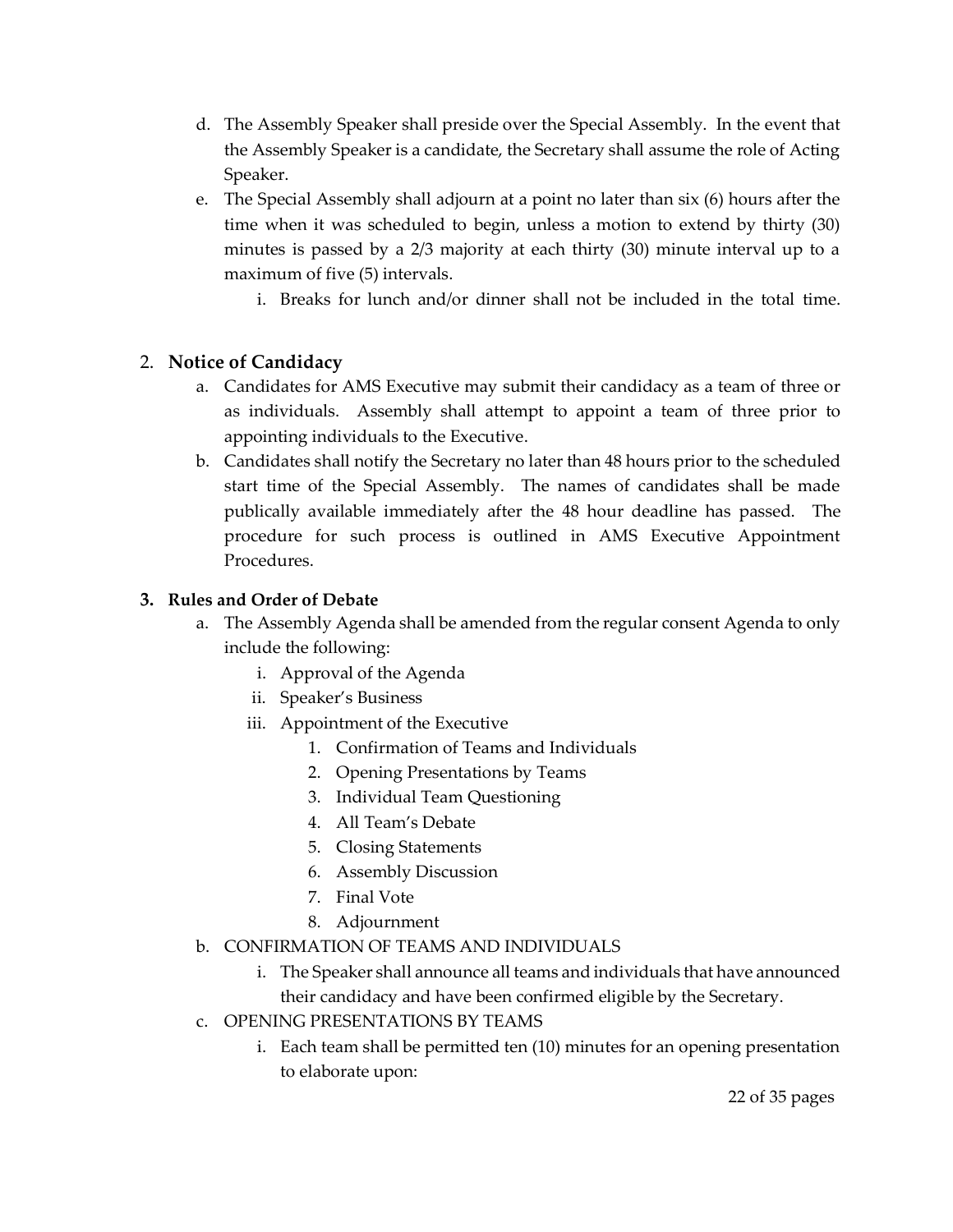d. The Assembly Speaker shall preside over the Special Assembly. In the event that the Assembly Speaker is a candidate, the Secretary shall assume the role of Acting Speaker.

e. The Special Assembly shall adjourn at a point no later than six (6) hours after the time when it was scheduled to begin, unless a motion to extend by thirty (30) minutes is passed by a 2/3 majority at each thirty (30) minute interval up to a maximum of five (5) intervals.

   i. Breaks for lunch and/or dinner shall not be included in the total time.

2. **Notice of Candidacy**

   a. Candidates for AMS Executive may submit their candidacy as a team of three or as individuals. Assembly shall attempt to appoint a team of three prior to appointing individuals to the Executive.

   b. Candidates shall notify the Secretary no later than 48 hours prior to the scheduled start time of the Special Assembly. The names of candidates shall be made publically available immediately after the 48 hour deadline has passed. The procedure for such process is outlined in AMS Executive Appointment Procedures.

3. **Rules and Order of Debate**

   a. The Assembly Agenda shall be amended from the regular consent Agenda to only include the following:

      i. Approval of the Agenda
      ii. Speaker's Business
      iii. Appointment of the Executive
         1. Confirmation of Teams and Individuals
         2. Opening Presentations by Teams
         3. Individual Team Questioning
         4. All Team's Debate
         5. Closing Statements
         6. Assembly Discussion
         7. Final Vote
         8. Adjournment

   b. CONFIRMATION OF TEAMS AND INDIVIDUALS

      i. The Speaker shall announce all teams and individuals that have announced their candidacy and have been confirmed eligible by the Secretary.

   c. OPENING PRESENTATIONS BY TEAMS

      i. Each team shall be permitted ten (10) minutes for an opening presentation to elaborate upon: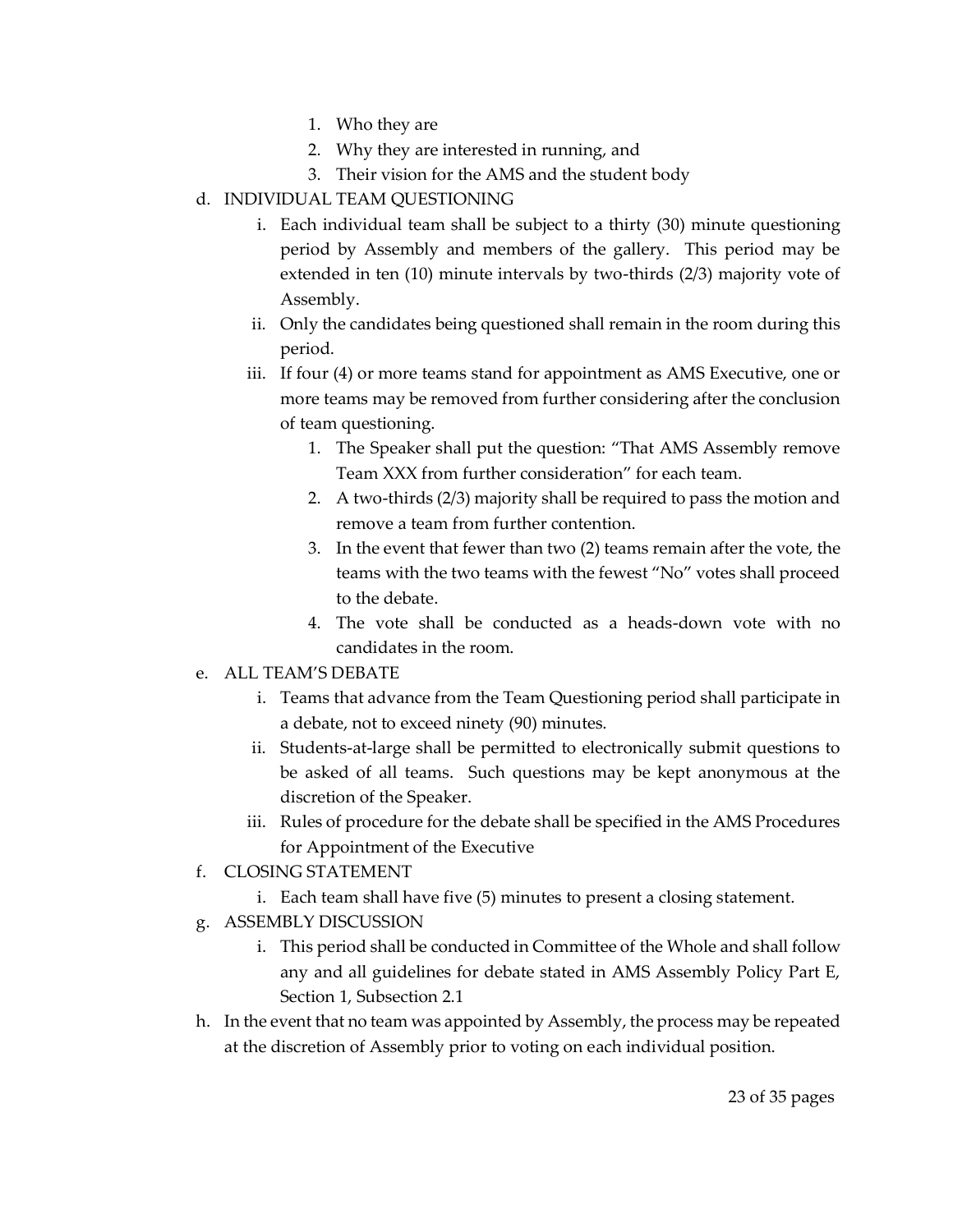1. Who they are
      2. Why they are interested in running, and
      3. Their vision for the AMS and the student body

d. INDIVIDUAL TEAM QUESTIONING
   i. Each individual team shall be subject to a thirty (30) minute questioning period by Assembly and members of the gallery. This period may be extended in ten (10) minute intervals by two-thirds (2/3) majority vote of Assembly.
   ii. Only the candidates being questioned shall remain in the room during this period.
   iii. If four (4) or more teams stand for appointment as AMS Executive, one or more teams may be removed from further considering after the conclusion of team questioning.
      1. The Speaker shall put the question: "That AMS Assembly remove Team XXX from further consideration" for each team.
      2. A two-thirds (2/3) majority shall be required to pass the motion and remove a team from further contention.
      3. In the event that fewer than two (2) teams remain after the vote, the teams with the two teams with the fewest "No" votes shall proceed to the debate.
      4. The vote shall be conducted as a heads-down vote with no candidates in the room.

e. ALL TEAM'S DEBATE
   i. Teams that advance from the Team Questioning period shall participate in a debate, not to exceed ninety (90) minutes.
   ii. Students-at-large shall be permitted to electronically submit questions to be asked of all teams. Such questions may be kept anonymous at the discretion of the Speaker.
   iii. Rules of procedure for the debate shall be specified in the AMS Procedures for Appointment of the Executive

f. CLOSING STATEMENT
   i. Each team shall have five (5) minutes to present a closing statement.

g. ASSEMBLY DISCUSSION
   i. This period shall be conducted in Committee of the Whole and shall follow any and all guidelines for debate stated in AMS Assembly Policy Part E, Section 1, Subsection 2.1

h. In the event that no team was appointed by Assembly, the process may be repeated at the discretion of Assembly prior to voting on each individual position.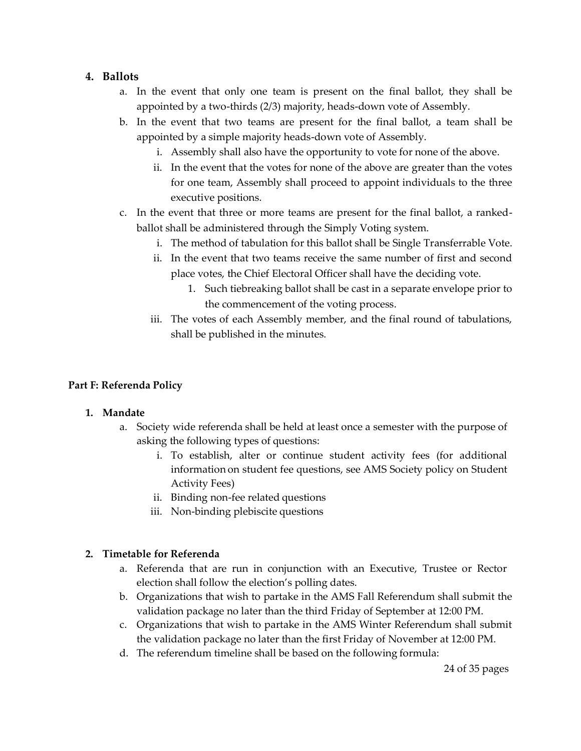### 4. Ballots

a. In the event that only one team is present on the final ballot, they shall be appointed by a two-thirds (2/3) majority, heads-down vote of Assembly.

b. In the event that two teams are present for the final ballot, a team shall be appointed by a simple majority heads-down vote of Assembly.

   i. Assembly shall also have the opportunity to vote for none of the above.

   ii. In the event that the votes for none of the above are greater than the votes for one team, Assembly shall proceed to appoint individuals to the three executive positions.

c. In the event that three or more teams are present for the final ballot, a ranked-ballot shall be administered through the Simply Voting system.

   i. The method of tabulation for this ballot shall be Single Transferrable Vote.

   ii. In the event that two teams receive the same number of first and second place votes, the Chief Electoral Officer shall have the deciding vote.

      1. Such tiebreaking ballot shall be cast in a separate envelope prior to the commencement of the voting process.

   iii. The votes of each Assembly member, and the final round of tabulations, shall be published in the minutes.

## Part F: Referenda Policy

### 1. Mandate

a. Society wide referenda shall be held at least once a semester with the purpose of asking the following types of questions:

   i. To establish, alter or continue student activity fees (for additional information on student fee questions, see AMS Society policy on Student Activity Fees)

   ii. Binding non-fee related questions

   iii. Non-binding plebiscite questions

### 2. Timetable for Referenda

a. Referenda that are run in conjunction with an Executive, Trustee or Rector election shall follow the election's polling dates.

b. Organizations that wish to partake in the AMS Fall Referendum shall submit the validation package no later than the third Friday of September at 12:00 PM.

c. Organizations that wish to partake in the AMS Winter Referendum shall submit the validation package no later than the first Friday of November at 12:00 PM.

d. The referendum timeline shall be based on the following formula: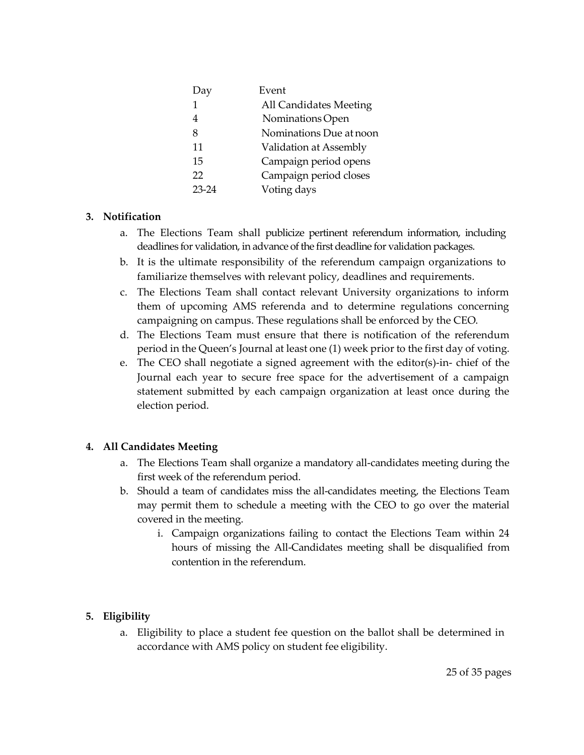| Day | Event |
| --- | --- |
| 1 | All Candidates Meeting |
| 4 | Nominations Open |
| 8 | Nominations Due at noon |
| 11 | Validation at Assembly |
| 15 | Campaign period opens |
| 22 | Campaign period closes |
| 23-24 | Voting days |

**3. Notification**

a. The Elections Team shall publicize pertinent referendum information, including deadlines for validation, in advance of the first deadline for validation packages.

b. It is the ultimate responsibility of the referendum campaign organizations to familiarize themselves with relevant policy, deadlines and requirements.

c. The Elections Team shall contact relevant University organizations to inform them of upcoming AMS referenda and to determine regulations concerning campaigning on campus. These regulations shall be enforced by the CEO.

d. The Elections Team must ensure that there is notification of the referendum period in the Queen's Journal at least one (1) week prior to the first day of voting.

e. The CEO shall negotiate a signed agreement with the editor(s)-in- chief of the Journal each year to secure free space for the advertisement of a campaign statement submitted by each campaign organization at least once during the election period.

**4. All Candidates Meeting**

a. The Elections Team shall organize a mandatory all-candidates meeting during the first week of the referendum period.

b. Should a team of candidates miss the all-candidates meeting, the Elections Team may permit them to schedule a meeting with the CEO to go over the material covered in the meeting.

   i. Campaign organizations failing to contact the Elections Team within 24 hours of missing the All-Candidates meeting shall be disqualified from contention in the referendum.

**5. Eligibility**

a. Eligibility to place a student fee question on the ballot shall be determined in accordance with AMS policy on student fee eligibility.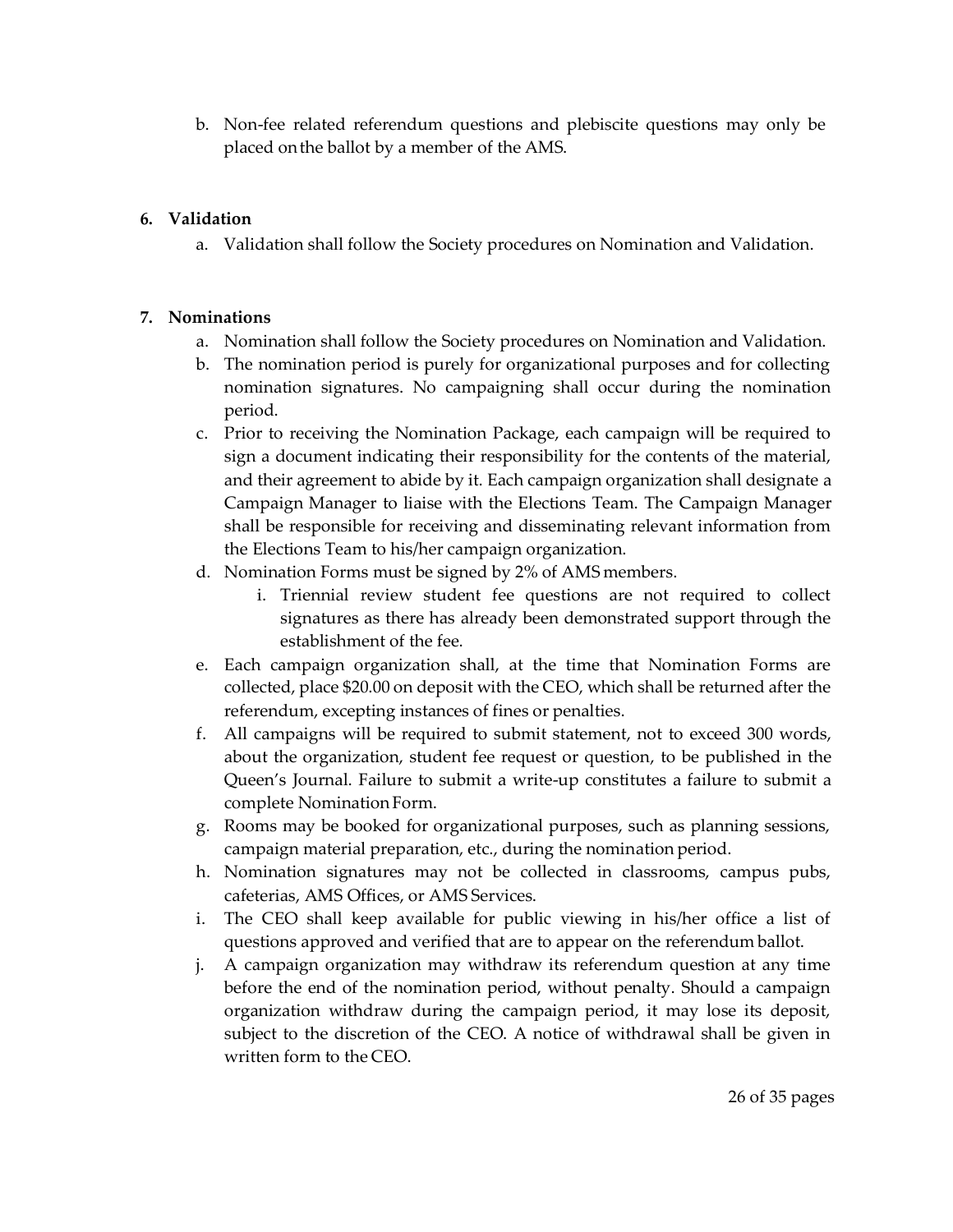b. Non-fee related referendum questions and plebiscite questions may only be placed on the ballot by a member of the AMS.

**6. Validation**

a. Validation shall follow the Society procedures on Nomination and Validation.

**7. Nominations**

a. Nomination shall follow the Society procedures on Nomination and Validation.

b. The nomination period is purely for organizational purposes and for collecting nomination signatures. No campaigning shall occur during the nomination period.

c. Prior to receiving the Nomination Package, each campaign will be required to sign a document indicating their responsibility for the contents of the material, and their agreement to abide by it. Each campaign organization shall designate a Campaign Manager to liaise with the Elections Team. The Campaign Manager shall be responsible for receiving and disseminating relevant information from the Elections Team to his/her campaign organization.

d. Nomination Forms must be signed by 2% of AMS members.

   i. Triennial review student fee questions are not required to collect signatures as there has already been demonstrated support through the establishment of the fee.

e. Each campaign organization shall, at the time that Nomination Forms are collected, place $20.00 on deposit with the CEO, which shall be returned after the referendum, excepting instances of fines or penalties.

f. All campaigns will be required to submit statement, not to exceed 300 words, about the organization, student fee request or question, to be published in the Queen's Journal. Failure to submit a write-up constitutes a failure to submit a complete Nomination Form.

g. Rooms may be booked for organizational purposes, such as planning sessions, campaign material preparation, etc., during the nomination period.

h. Nomination signatures may not be collected in classrooms, campus pubs, cafeterias, AMS Offices, or AMS Services.

i. The CEO shall keep available for public viewing in his/her office a list of questions approved and verified that are to appear on the referendum ballot.

j. A campaign organization may withdraw its referendum question at any time before the end of the nomination period, without penalty. Should a campaign organization withdraw during the campaign period, it may lose its deposit, subject to the discretion of the CEO. A notice of withdrawal shall be given in written form to the CEO.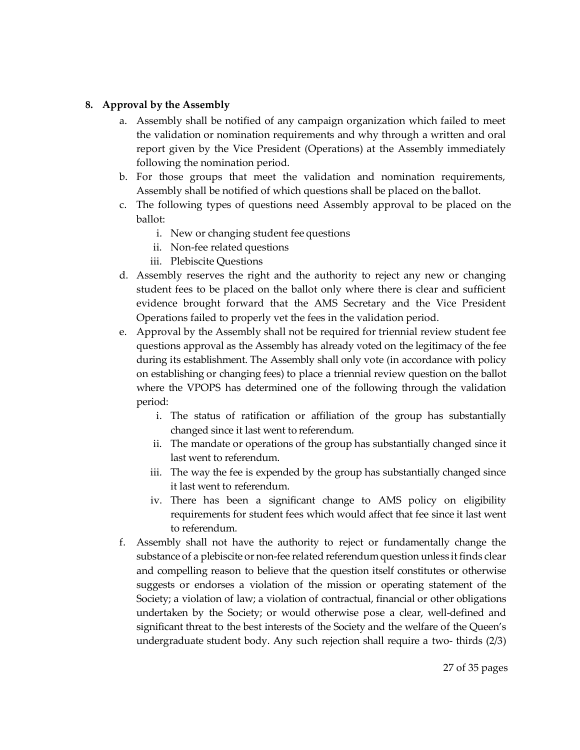8. **Approval by the Assembly**
    a. Assembly shall be notified of any campaign organization which failed to meet the validation or nomination requirements and why through a written and oral report given by the Vice President (Operations) at the Assembly immediately following the nomination period.
    b. For those groups that meet the validation and nomination requirements, Assembly shall be notified of which questions shall be placed on the ballot.
    c. The following types of questions need Assembly approval to be placed on the ballot:
        i. New or changing student fee questions
        ii. Non-fee related questions
        iii. Plebiscite Questions
    d. Assembly reserves the right and the authority to reject any new or changing student fees to be placed on the ballot only where there is clear and sufficient evidence brought forward that the AMS Secretary and the Vice President Operations failed to properly vet the fees in the validation period.
    e. Approval by the Assembly shall not be required for triennial review student fee questions approval as the Assembly has already voted on the legitimacy of the fee during its establishment. The Assembly shall only vote (in accordance with policy on establishing or changing fees) to place a triennial review question on the ballot where the VPOPS has determined one of the following through the validation period:
        i. The status of ratification or affiliation of the group has substantially changed since it last went to referendum.
        ii. The mandate or operations of the group has substantially changed since it last went to referendum.
        iii. The way the fee is expended by the group has substantially changed since it last went to referendum.
        iv. There has been a significant change to AMS policy on eligibility requirements for student fees which would affect that fee since it last went to referendum.
    f. Assembly shall not have the authority to reject or fundamentally change the substance of a plebiscite or non-fee related referendum question unless it finds clear and compelling reason to believe that the question itself constitutes or otherwise suggests or endorses a violation of the mission or operating statement of the Society; a violation of law; a violation of contractual, financial or other obligations undertaken by the Society; or would otherwise pose a clear, well-defined and significant threat to the best interests of the Society and the welfare of the Queen's undergraduate student body. Any such rejection shall require a two- thirds (2/3)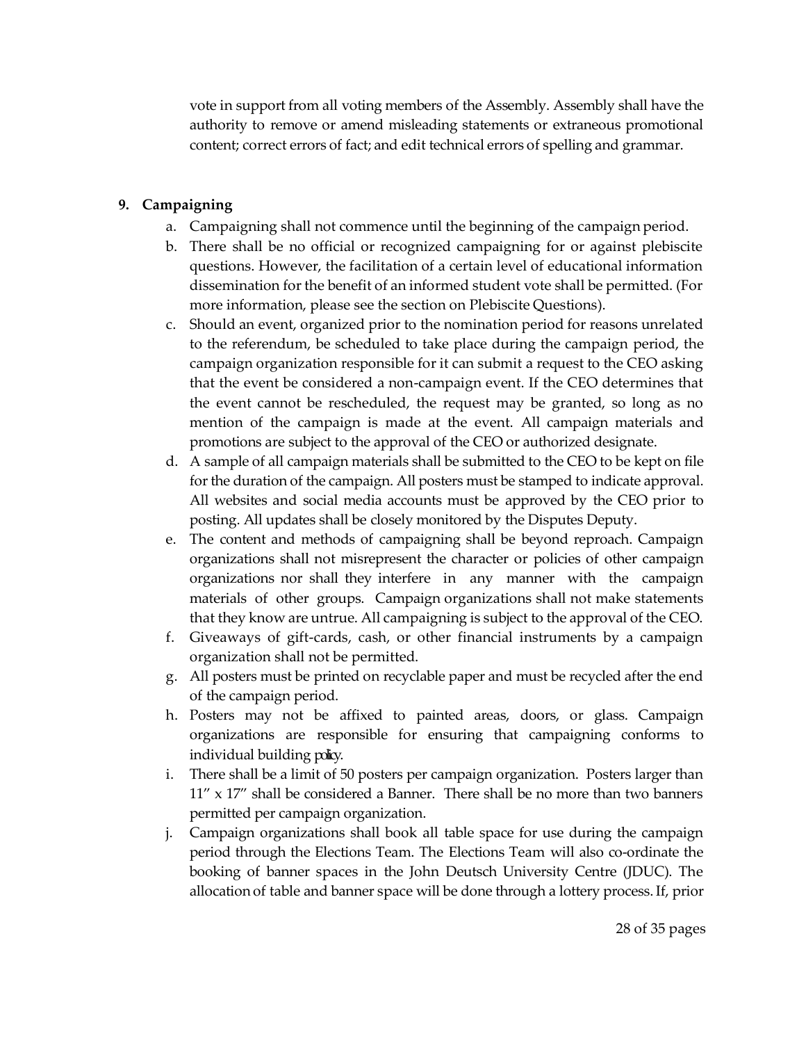vote in support from all voting members of the Assembly. Assembly shall have the authority to remove or amend misleading statements or extraneous promotional content; correct errors of fact; and edit technical errors of spelling and grammar.

**9. Campaigning**

a. Campaigning shall not commence until the beginning of the campaign period.
b. There shall be no official or recognized campaigning for or against plebiscite questions. However, the facilitation of a certain level of educational information dissemination for the benefit of an informed student vote shall be permitted. (For more information, please see the section on Plebiscite Questions).
c. Should an event, organized prior to the nomination period for reasons unrelated to the referendum, be scheduled to take place during the campaign period, the campaign organization responsible for it can submit a request to the CEO asking that the event be considered a non-campaign event. If the CEO determines that the event cannot be rescheduled, the request may be granted, so long as no mention of the campaign is made at the event. All campaign materials and promotions are subject to the approval of the CEO or authorized designate.
d. A sample of all campaign materials shall be submitted to the CEO to be kept on file for the duration of the campaign. All posters must be stamped to indicate approval. All websites and social media accounts must be approved by the CEO prior to posting. All updates shall be closely monitored by the Disputes Deputy.
e. The content and methods of campaigning shall be beyond reproach. Campaign organizations shall not misrepresent the character or policies of other campaign organizations nor shall they interfere in any manner with the campaign materials of other groups. Campaign organizations shall not make statements that they know are untrue. All campaigning is subject to the approval of the CEO.
f. Giveaways of gift-cards, cash, or other financial instruments by a campaign organization shall not be permitted.
g. All posters must be printed on recyclable paper and must be recycled after the end of the campaign period.
h. Posters may not be affixed to painted areas, doors, or glass. Campaign organizations are responsible for ensuring that campaigning conforms to individual building policy.
i. There shall be a limit of 50 posters per campaign organization. Posters larger than 11" x 17" shall be considered a Banner. There shall be no more than two banners permitted per campaign organization.
j. Campaign organizations shall book all table space for use during the campaign period through the Elections Team. The Elections Team will also co-ordinate the booking of banner spaces in the John Deutsch University Centre (JDUC). The allocation of table and banner space will be done through a lottery process. If, prior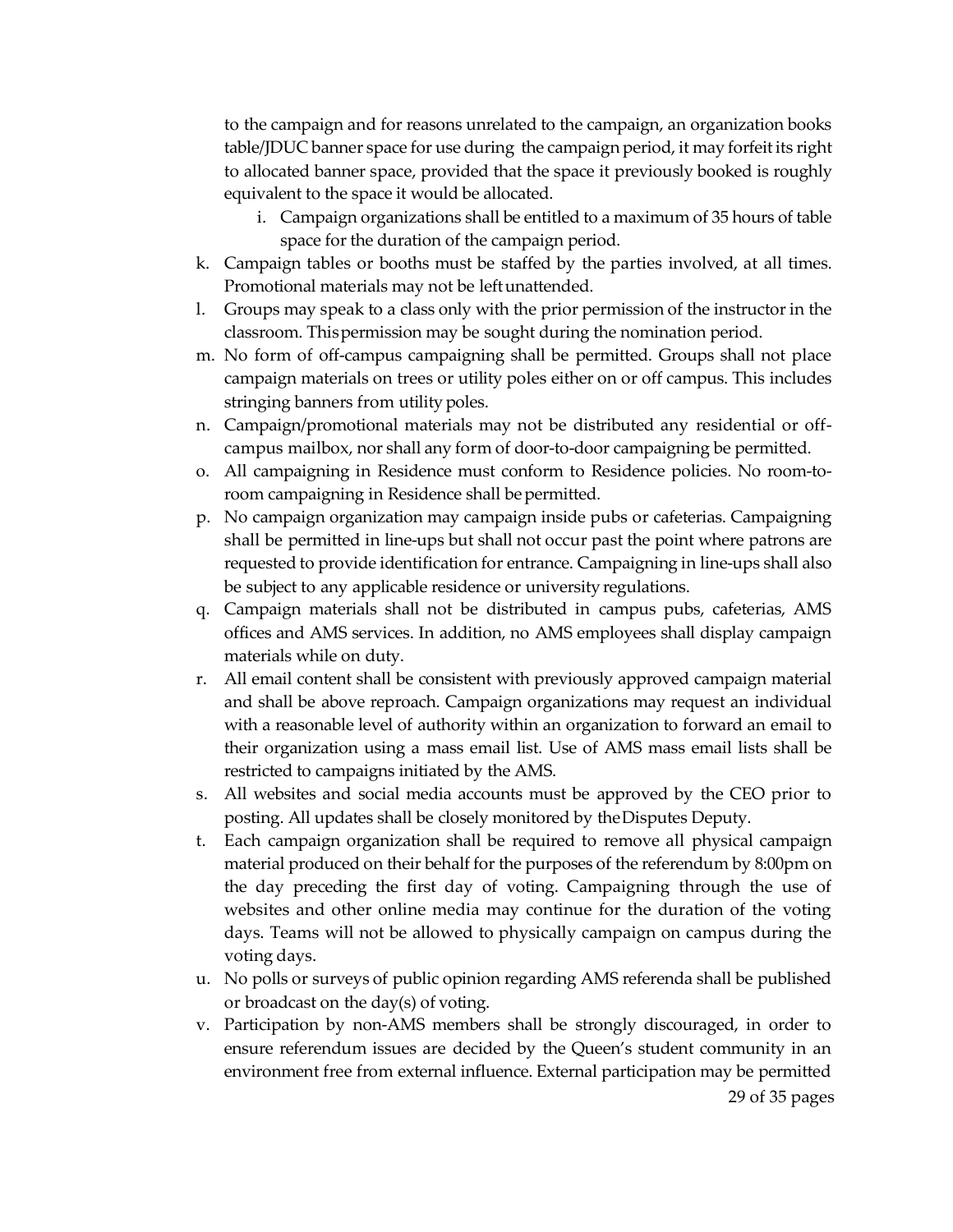to the campaign and for reasons unrelated to the campaign, an organization books table/JDUC banner space for use during the campaign period, it may forfeit its right to allocated banner space, provided that the space it previously booked is roughly equivalent to the space it would be allocated.

   i. Campaign organizations shall be entitled to a maximum of 35 hours of table space for the duration of the campaign period.

k. Campaign tables or booths must be staffed by the parties involved, at all times. Promotional materials may not be left unattended.

l. Groups may speak to a class only with the prior permission of the instructor in the classroom. This permission may be sought during the nomination period.

m. No form of off-campus campaigning shall be permitted. Groups shall not place campaign materials on trees or utility poles either on or off campus. This includes stringing banners from utility poles.

n. Campaign/promotional materials may not be distributed any residential or off-campus mailbox, nor shall any form of door-to-door campaigning be permitted.

o. All campaigning in Residence must conform to Residence policies. No room-to-room campaigning in Residence shall be permitted.

p. No campaign organization may campaign inside pubs or cafeterias. Campaigning shall be permitted in line-ups but shall not occur past the point where patrons are requested to provide identification for entrance. Campaigning in line-ups shall also be subject to any applicable residence or university regulations.

q. Campaign materials shall not be distributed in campus pubs, cafeterias, AMS offices and AMS services. In addition, no AMS employees shall display campaign materials while on duty.

r. All email content shall be consistent with previously approved campaign material and shall be above reproach. Campaign organizations may request an individual with a reasonable level of authority within an organization to forward an email to their organization using a mass email list. Use of AMS mass email lists shall be restricted to campaigns initiated by the AMS.

s. All websites and social media accounts must be approved by the CEO prior to posting. All updates shall be closely monitored by the Disputes Deputy.

t. Each campaign organization shall be required to remove all physical campaign material produced on their behalf for the purposes of the referendum by 8:00pm on the day preceding the first day of voting. Campaigning through the use of websites and other online media may continue for the duration of the voting days. Teams will not be allowed to physically campaign on campus during the voting days.

u. No polls or surveys of public opinion regarding AMS referenda shall be published or broadcast on the day(s) of voting.

v. Participation by non-AMS members shall be strongly discouraged, in order to ensure referendum issues are decided by the Queen's student community in an environment free from external influence. External participation may be permitted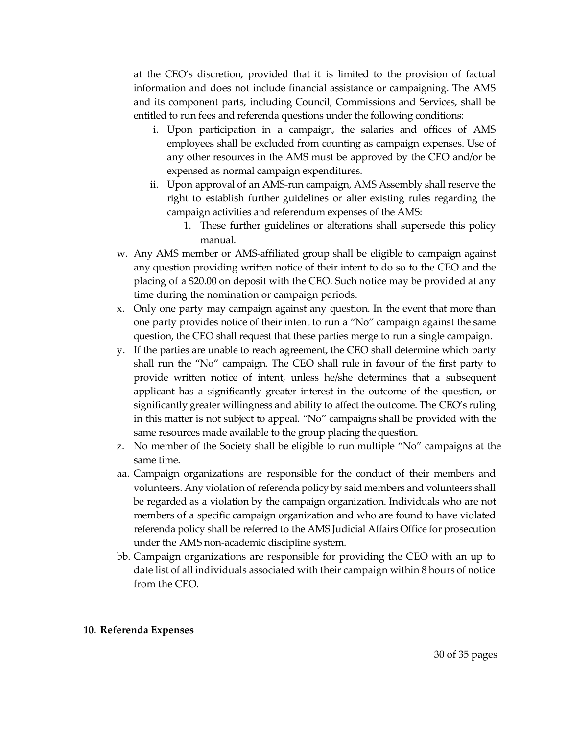at the CEO's discretion, provided that it is limited to the provision of factual information and does not include financial assistance or campaigning. The AMS and its component parts, including Council, Commissions and Services, shall be entitled to run fees and referenda questions under the following conditions:

   i. Upon participation in a campaign, the salaries and offices of AMS employees shall be excluded from counting as campaign expenses. Use of any other resources in the AMS must be approved by the CEO and/or be expensed as normal campaign expenditures.
   ii. Upon approval of an AMS-run campaign, AMS Assembly shall reserve the right to establish further guidelines or alter existing rules regarding the campaign activities and referendum expenses of the AMS:
      1. These further guidelines or alterations shall supersede this policy manual.

w. Any AMS member or AMS-affiliated group shall be eligible to campaign against any question providing written notice of their intent to do so to the CEO and the placing of a $20.00 on deposit with the CEO. Such notice may be provided at any time during the nomination or campaign periods.

x. Only one party may campaign against any question. In the event that more than one party provides notice of their intent to run a "No" campaign against the same question, the CEO shall request that these parties merge to run a single campaign.

y. If the parties are unable to reach agreement, the CEO shall determine which party shall run the "No" campaign. The CEO shall rule in favour of the first party to provide written notice of intent, unless he/she determines that a subsequent applicant has a significantly greater interest in the outcome of the question, or significantly greater willingness and ability to affect the outcome. The CEO's ruling in this matter is not subject to appeal. "No" campaigns shall be provided with the same resources made available to the group placing the question.

z. No member of the Society shall be eligible to run multiple "No" campaigns at the same time.

aa. Campaign organizations are responsible for the conduct of their members and volunteers. Any violation of referenda policy by said members and volunteers shall be regarded as a violation by the campaign organization. Individuals who are not members of a specific campaign organization and who are found to have violated referenda policy shall be referred to the AMS Judicial Affairs Office for prosecution under the AMS non-academic discipline system.

bb. Campaign organizations are responsible for providing the CEO with an up to date list of all individuals associated with their campaign within 8 hours of notice from the CEO.

**10. Referenda Expenses**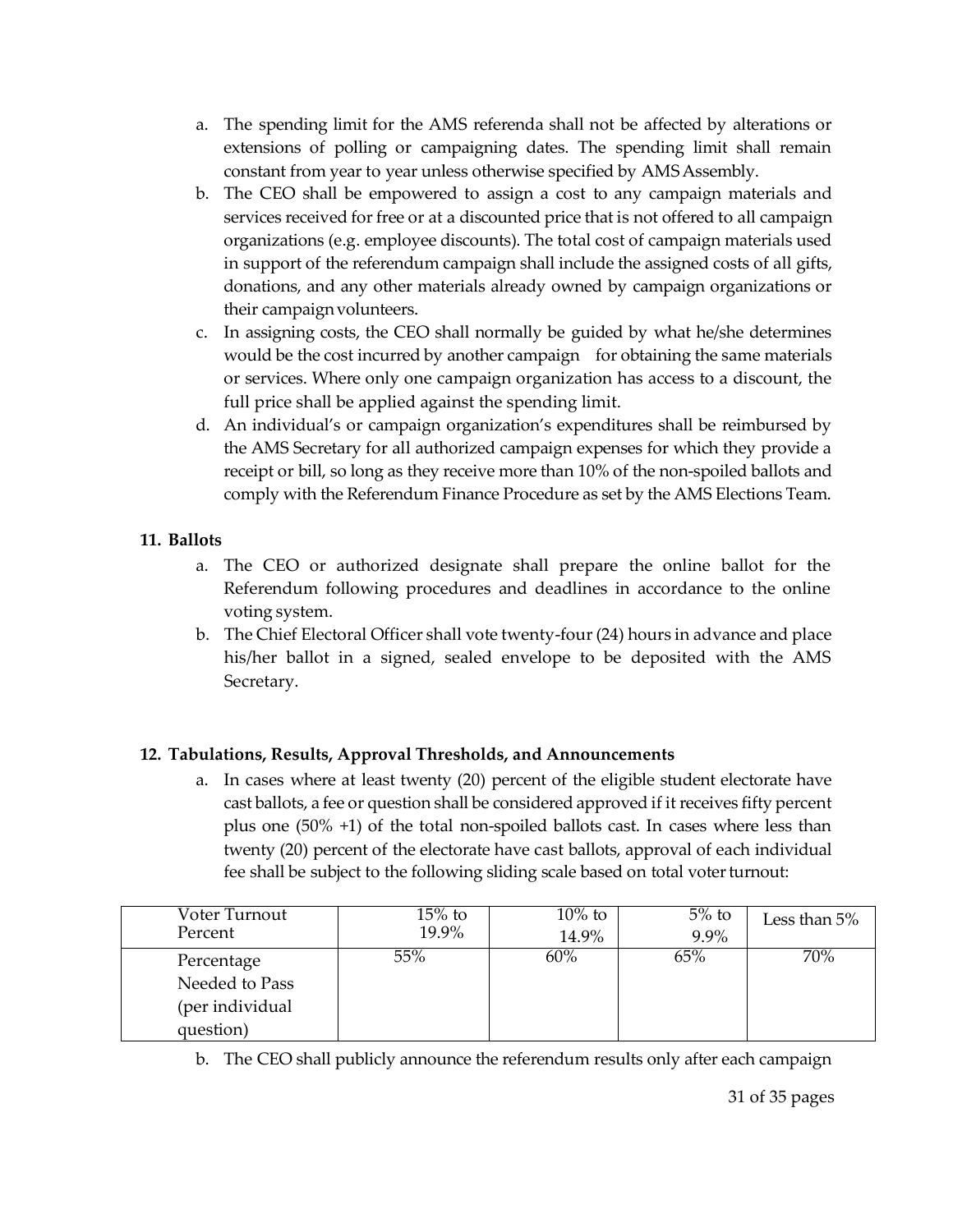a. The spending limit for the AMS referenda shall not be affected by alterations or extensions of polling or campaigning dates. The spending limit shall remain constant from year to year unless otherwise specified by AMS Assembly.
b. The CEO shall be empowered to assign a cost to any campaign materials and services received for free or at a discounted price that is not offered to all campaign organizations (e.g. employee discounts). The total cost of campaign materials used in support of the referendum campaign shall include the assigned costs of all gifts, donations, and any other materials already owned by campaign organizations or their campaign volunteers.
c. In assigning costs, the CEO shall normally be guided by what he/she determines would be the cost incurred by another campaign for obtaining the same materials or services. Where only one campaign organization has access to a discount, the full price shall be applied against the spending limit.
d. An individual's or campaign organization's expenditures shall be reimbursed by the AMS Secretary for all authorized campaign expenses for which they provide a receipt or bill, so long as they receive more than 10% of the non-spoiled ballots and comply with the Referendum Finance Procedure as set by the AMS Elections Team.

**11. Ballots**

a. The CEO or authorized designate shall prepare the online ballot for the Referendum following procedures and deadlines in accordance to the online voting system.
b. The Chief Electoral Officer shall vote twenty-four (24) hours in advance and place his/her ballot in a signed, sealed envelope to be deposited with the AMS Secretary.

**12. Tabulations, Results, Approval Thresholds, and Announcements**

a. In cases where at least twenty (20) percent of the eligible student electorate have cast ballots, a fee or question shall be considered approved if it receives fifty percent plus one (50% +1) of the total non-spoiled ballots cast. In cases where less than twenty (20) percent of the electorate have cast ballots, approval of each individual fee shall be subject to the following sliding scale based on total voter turnout:

| Voter Turnout Percent | 15% to 19.9% | 10% to 14.9% | 5% to 9.9% | Less than 5% |
|---|---|---|---|---|
| Percentage Needed to Pass (per individual question) | 55% | 60% | 65% | 70% |

b. The CEO shall publicly announce the referendum results only after each campaign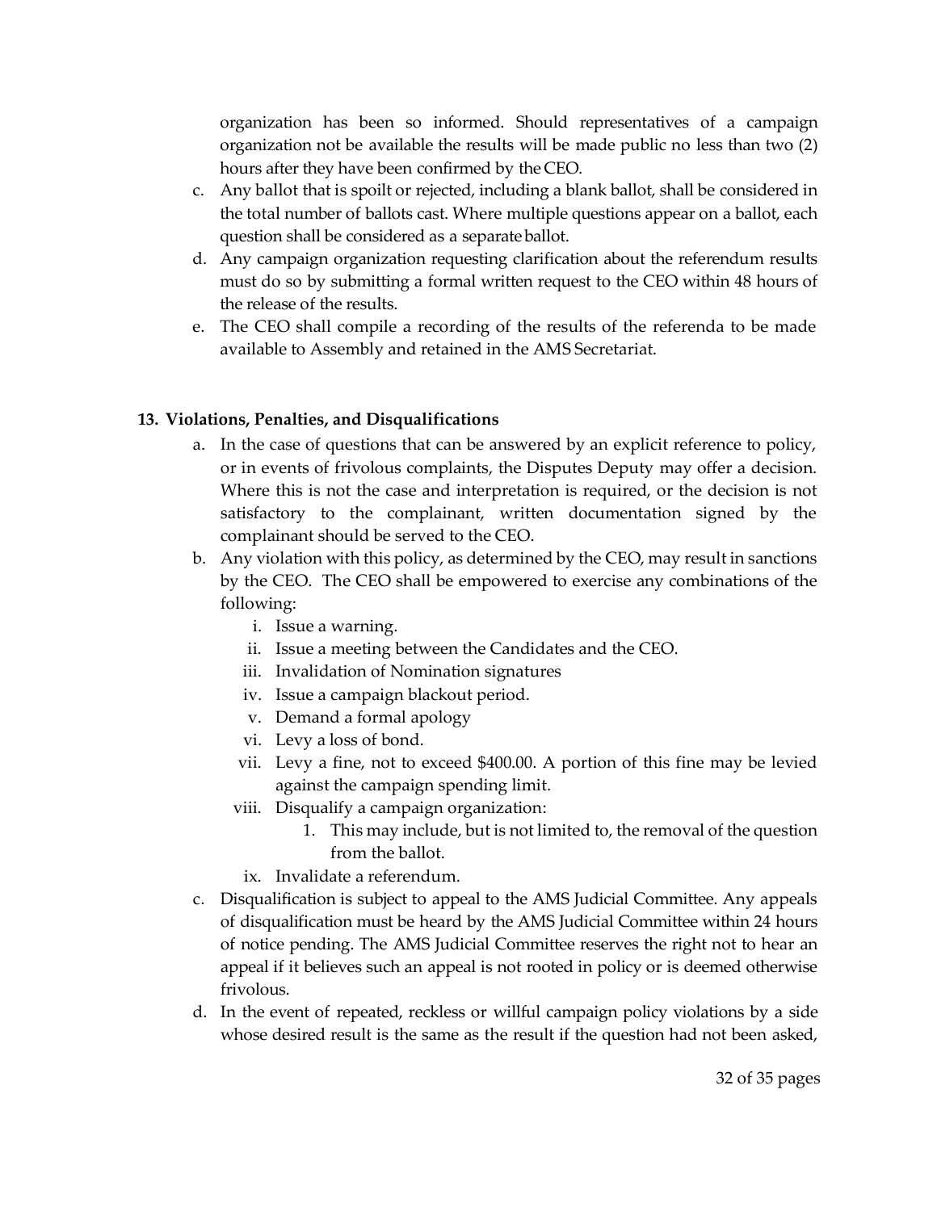organization has been so informed. Should representatives of a campaign organization not be available the results will be made public no less than two (2) hours after they have been confirmed by the CEO.

c. Any ballot that is spoilt or rejected, including a blank ballot, shall be considered in the total number of ballots cast. Where multiple questions appear on a ballot, each question shall be considered as a separate ballot.
d. Any campaign organization requesting clarification about the referendum results must do so by submitting a formal written request to the CEO within 48 hours of the release of the results.
e. The CEO shall compile a recording of the results of the referenda to be made available to Assembly and retained in the AMS Secretariat.

**13. Violations, Penalties, and Disqualifications**

a. In the case of questions that can be answered by an explicit reference to policy, or in events of frivolous complaints, the Disputes Deputy may offer a decision. Where this is not the case and interpretation is required, or the decision is not satisfactory to the complainant, written documentation signed by the complainant should be served to the CEO.
b. Any violation with this policy, as determined by the CEO, may result in sanctions by the CEO. The CEO shall be empowered to exercise any combinations of the following:
   i. Issue a warning.
   ii. Issue a meeting between the Candidates and the CEO.
   iii. Invalidation of Nomination signatures
   iv. Issue a campaign blackout period.
   v. Demand a formal apology
   vi. Levy a loss of bond.
   vii. Levy a fine, not to exceed $400.00. A portion of this fine may be levied against the campaign spending limit.
   viii. Disqualify a campaign organization:
      1. This may include, but is not limited to, the removal of the question from the ballot.
   ix. Invalidate a referendum.
c. Disqualification is subject to appeal to the AMS Judicial Committee. Any appeals of disqualification must be heard by the AMS Judicial Committee within 24 hours of notice pending. The AMS Judicial Committee reserves the right not to hear an appeal if it believes such an appeal is not rooted in policy or is deemed otherwise frivolous.
d. In the event of repeated, reckless or willful campaign policy violations by a side whose desired result is the same as the result if the question had not been asked,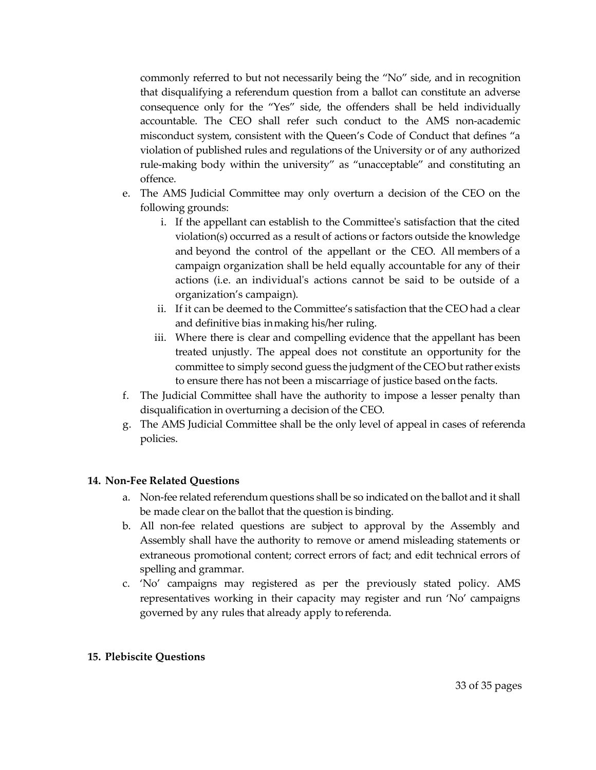commonly referred to but not necessarily being the "No" side, and in recognition that disqualifying a referendum question from a ballot can constitute an adverse consequence only for the "Yes" side, the offenders shall be held individually accountable. The CEO shall refer such conduct to the AMS non-academic misconduct system, consistent with the Queen's Code of Conduct that defines "a violation of published rules and regulations of the University or of any authorized rule-making body within the university" as "unacceptable" and constituting an offence.

e. The AMS Judicial Committee may only overturn a decision of the CEO on the following grounds:
   i. If the appellant can establish to the Committee's satisfaction that the cited violation(s) occurred as a result of actions or factors outside the knowledge and beyond the control of the appellant or the CEO. All members of a campaign organization shall be held equally accountable for any of their actions (i.e. an individual's actions cannot be said to be outside of a organization's campaign).
   ii. If it can be deemed to the Committee's satisfaction that the CEO had a clear and definitive bias in making his/her ruling.
   iii. Where there is clear and compelling evidence that the appellant has been treated unjustly. The appeal does not constitute an opportunity for the committee to simply second guess the judgment of the CEO but rather exists to ensure there has not been a miscarriage of justice based on the facts.
f. The Judicial Committee shall have the authority to impose a lesser penalty than disqualification in overturning a decision of the CEO.
g. The AMS Judicial Committee shall be the only level of appeal in cases of referenda policies.

**14. Non-Fee Related Questions**

a. Non-fee related referendum questions shall be so indicated on the ballot and it shall be made clear on the ballot that the question is binding.
b. All non-fee related questions are subject to approval by the Assembly and Assembly shall have the authority to remove or amend misleading statements or extraneous promotional content; correct errors of fact; and edit technical errors of spelling and grammar.
c. 'No' campaigns may registered as per the previously stated policy. AMS representatives working in their capacity may register and run 'No' campaigns governed by any rules that already apply to referenda.

**15. Plebiscite Questions**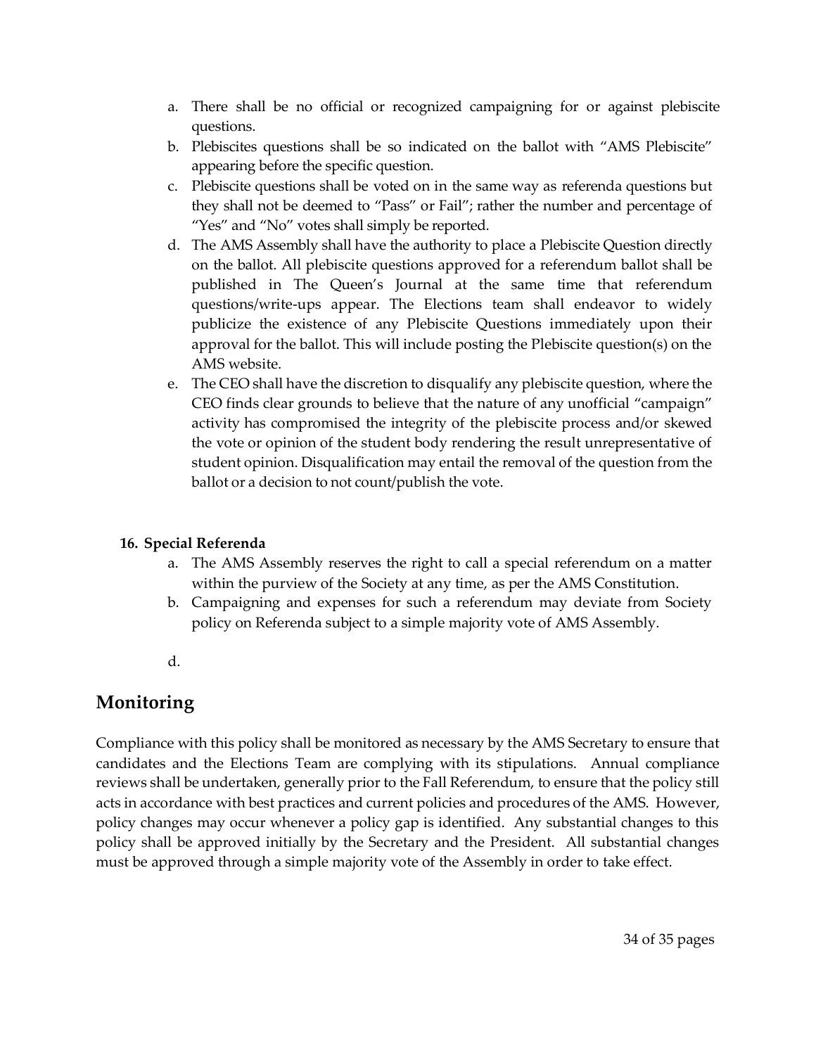a. There shall be no official or recognized campaigning for or against plebiscite questions.
b. Plebiscites questions shall be so indicated on the ballot with "AMS Plebiscite" appearing before the specific question.
c. Plebiscite questions shall be voted on in the same way as referenda questions but they shall not be deemed to "Pass" or Fail"; rather the number and percentage of "Yes" and "No" votes shall simply be reported.
d. The AMS Assembly shall have the authority to place a Plebiscite Question directly on the ballot. All plebiscite questions approved for a referendum ballot shall be published in The Queen's Journal at the same time that referendum questions/write-ups appear. The Elections team shall endeavor to widely publicize the existence of any Plebiscite Questions immediately upon their approval for the ballot. This will include posting the Plebiscite question(s) on the AMS website.
e. The CEO shall have the discretion to disqualify any plebiscite question, where the CEO finds clear grounds to believe that the nature of any unofficial "campaign" activity has compromised the integrity of the plebiscite process and/or skewed the vote or opinion of the student body rendering the result unrepresentative of student opinion. Disqualification may entail the removal of the question from the ballot or a decision to not count/publish the vote.

**16. Special Referenda**

a. The AMS Assembly reserves the right to call a special referendum on a matter within the purview of the Society at any time, as per the AMS Constitution.
b. Campaigning and expenses for such a referendum may deviate from Society policy on Referenda subject to a simple majority vote of AMS Assembly.

d.

## Monitoring

Compliance with this policy shall be monitored as necessary by the AMS Secretary to ensure that candidates and the Elections Team are complying with its stipulations. Annual compliance reviews shall be undertaken, generally prior to the Fall Referendum, to ensure that the policy still acts in accordance with best practices and current policies and procedures of the AMS. However, policy changes may occur whenever a policy gap is identified. Any substantial changes to this policy shall be approved initially by the Secretary and the President. All substantial changes must be approved through a simple majority vote of the Assembly in order to take effect.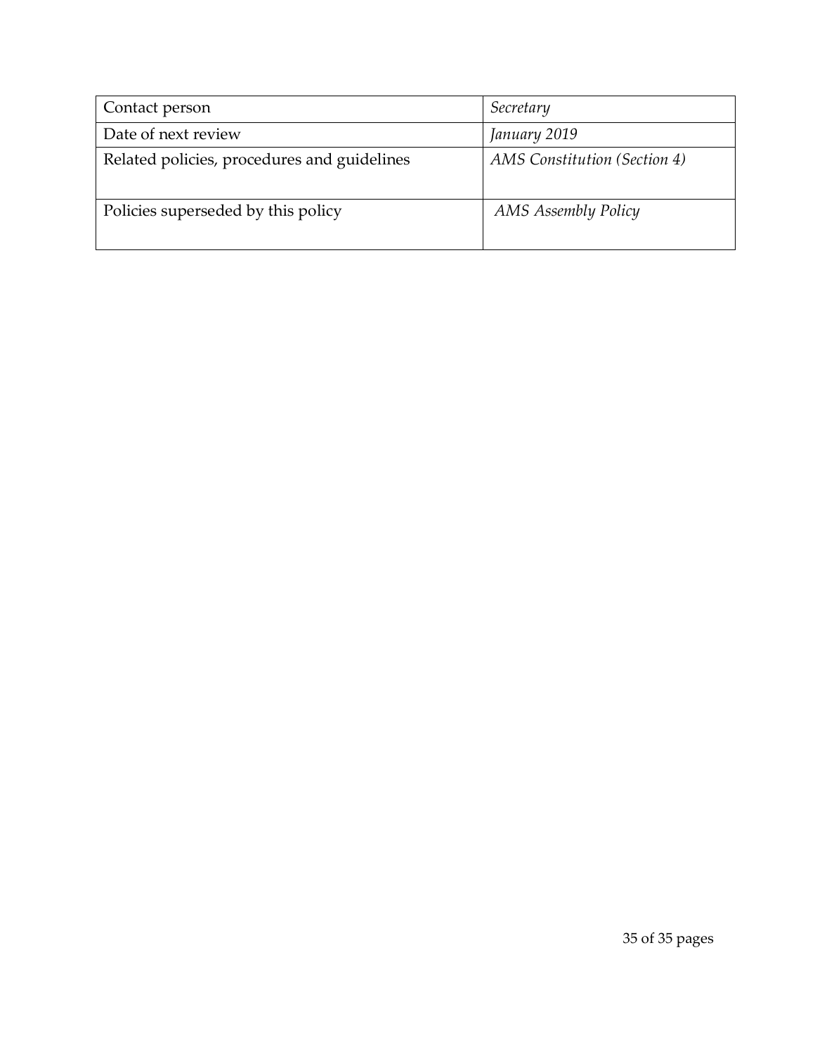| | |
|---|---|
| Contact person | *Secretary* |
| Date of next review | *January 2019* |
| Related policies, procedures and guidelines | *AMS Constitution (Section 4)* |
| Policies superseded by this policy | *AMS Assembly Policy* |